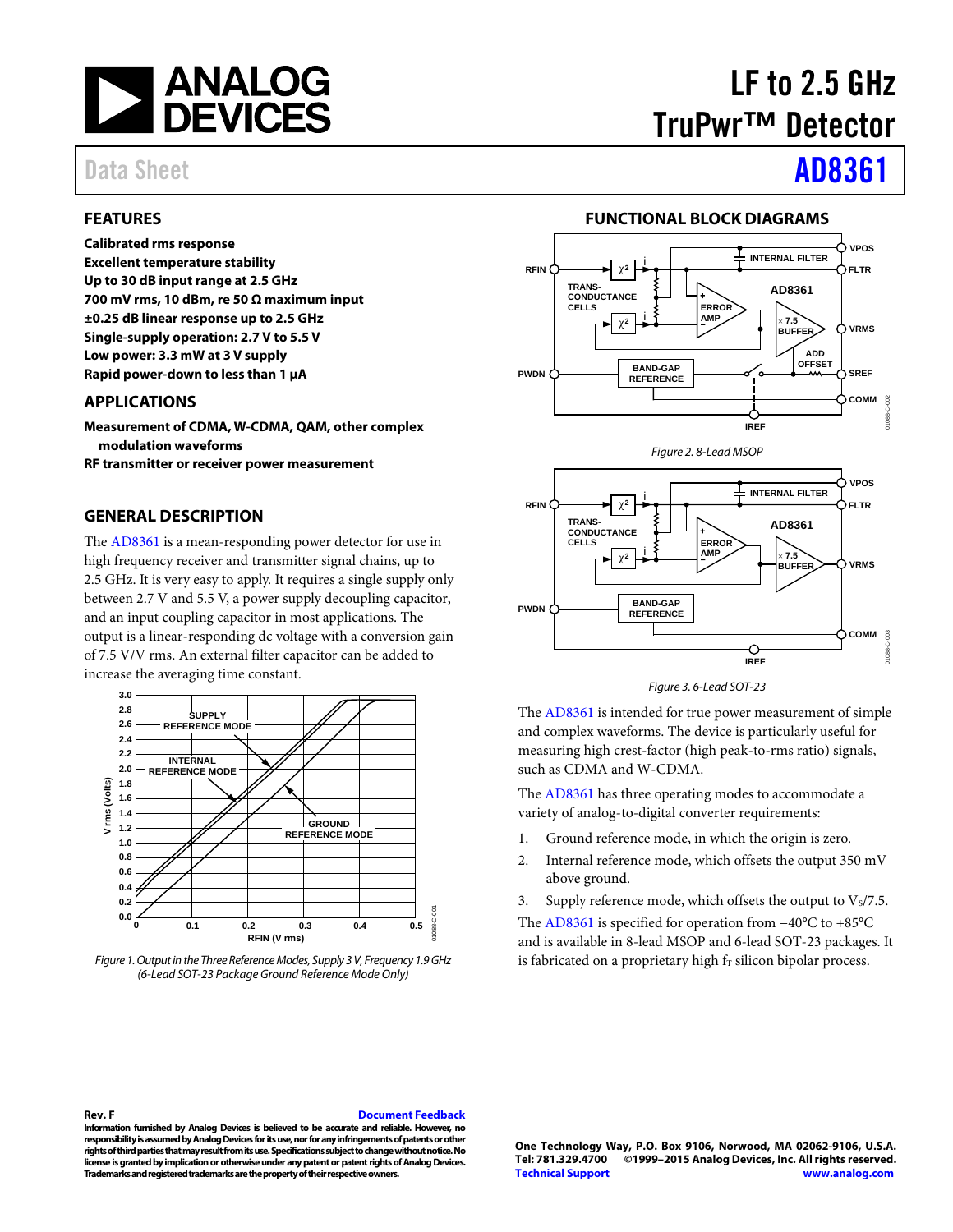# LF to 2.5 GHz TruPwr™ Detector

Data Sheet **AD8361**

## FEATURES

**Calibrated rms response**
**Excellent temperature stability**
**Up to 30 dB input range at 2.5 GHz**
**700 mV rms, 10 dBm, re 50 Ω maximum input**
**±0.25 dB linear response up to 2.5 GHz**
**Single-supply operation: 2.7 V to 5.5 V**
**Low power: 3.3 mW at 3 V supply**
**Rapid power-down to less than 1 µA**

## APPLICATIONS

**Measurement of CDMA, W-CDMA, QAM, other complex modulation waveforms**
**RF transmitter or receiver power measurement**

## GENERAL DESCRIPTION

The AD8361 is a mean-responding power detector for use in high frequency receiver and transmitter signal chains, up to 2.5 GHz. It is very easy to apply. It requires a single supply only between 2.7 V and 5.5 V, a power supply decoupling capacitor, and an input coupling capacitor in most applications. The output is a linear-responding dc voltage with a conversion gain of 7.5 V/V rms. An external filter capacitor can be added to increase the averaging time constant.

*Figure 1. Output in the Three Reference Modes, Supply 3 V, Frequency 1.9 GHz (6-Lead SOT-23 Package Ground Reference Mode Only)*

## FUNCTIONAL BLOCK DIAGRAMS

*Figure 2. 8-Lead MSOP*

*Figure 3. 6-Lead SOT-23*

The AD8361 is intended for true power measurement of simple and complex waveforms. The device is particularly useful for measuring high crest-factor (high peak-to-rms ratio) signals, such as CDMA and W-CDMA.

The AD8361 has three operating modes to accommodate a variety of analog-to-digital converter requirements:

1. Ground reference mode, in which the origin is zero.
2. Internal reference mode, which offsets the output 350 mV above ground.
3. Supply reference mode, which offsets the output to $V_S/7.5$.

The AD8361 is specified for operation from −40°C to +85°C and is available in 8-lead MSOP and 6-lead SOT-23 packages. It is fabricated on a proprietary high $f_T$ silicon bipolar process.

**Rev. F** Document Feedback
**Information furnished by Analog Devices is believed to be accurate and reliable. However, no responsibility is assumed by Analog Devices for its use, nor for any infringements of patents or other rights of third parties that may result from its use. Specifications subject to change without notice. No license is granted by implication or otherwise under any patent or patent rights of Analog Devices. Trademarks and registered trademarks are the property of their respective owners.**

**One Technology Way, P.O. Box 9106, Norwood, MA 02062-9106, U.S.A.**
**Tel: 781.329.4700 ©1999–2015 Analog Devices, Inc. All rights reserved.**
**Technical Support www.analog.com**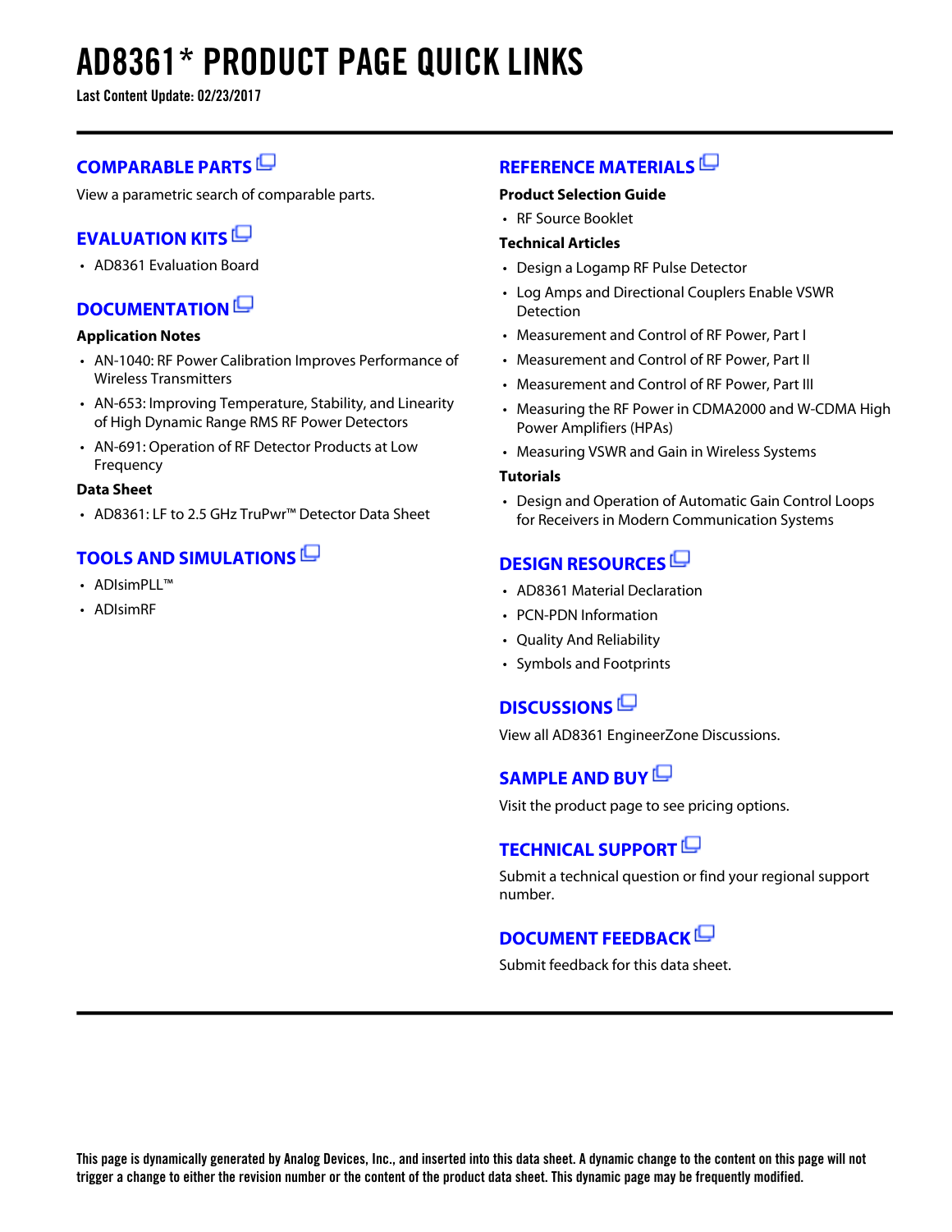# AD8361* PRODUCT PAGE QUICK LINKS

**Last Content Update: 02/23/2017**

## COMPARABLE PARTS

View a parametric search of comparable parts.

## EVALUATION KITS

- AD8361 Evaluation Board

## DOCUMENTATION

**Application Notes**

- AN-1040: RF Power Calibration Improves Performance of Wireless Transmitters
- AN-653: Improving Temperature, Stability, and Linearity of High Dynamic Range RMS RF Power Detectors
- AN-691: Operation of RF Detector Products at Low Frequency

**Data Sheet**

- AD8361: LF to 2.5 GHz TruPwr™ Detector Data Sheet

## TOOLS AND SIMULATIONS

- ADIsimPLL™
- ADIsimRF

## REFERENCE MATERIALS

**Product Selection Guide**

- RF Source Booklet

**Technical Articles**

- Design a Logamp RF Pulse Detector
- Log Amps and Directional Couplers Enable VSWR Detection
- Measurement and Control of RF Power, Part I
- Measurement and Control of RF Power, Part II
- Measurement and Control of RF Power, Part III
- Measuring the RF Power in CDMA2000 and W-CDMA High Power Amplifiers (HPAs)
- Measuring VSWR and Gain in Wireless Systems

**Tutorials**

- Design and Operation of Automatic Gain Control Loops for Receivers in Modern Communication Systems

## DESIGN RESOURCES

- AD8361 Material Declaration
- PCN-PDN Information
- Quality And Reliability
- Symbols and Footprints

## DISCUSSIONS

View all AD8361 EngineerZone Discussions.

## SAMPLE AND BUY

Visit the product page to see pricing options.

## TECHNICAL SUPPORT

Submit a technical question or find your regional support number.

## DOCUMENT FEEDBACK

Submit feedback for this data sheet.

**This page is dynamically generated by Analog Devices, Inc., and inserted into this data sheet. A dynamic change to the content on this page will not trigger a change to either the revision number or the content of the product data sheet. This dynamic page may be frequently modified.**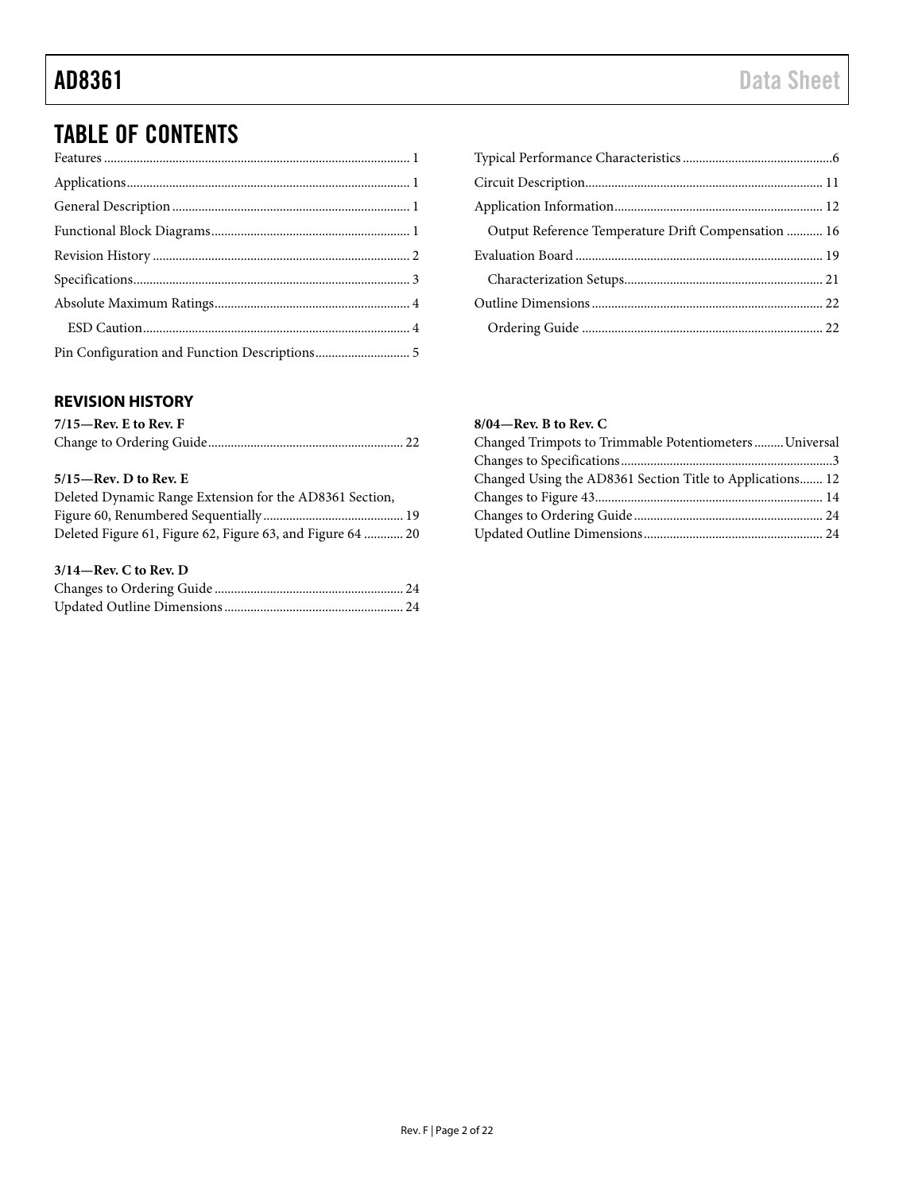## TABLE OF CONTENTS

Features ............................................................................................ 1
Applications...................................................................................... 1
General Description ........................................................................ 1
Functional Block Diagrams............................................................ 1
Revision History .............................................................................. 2
Specifications.................................................................................... 3
Absolute Maximum Ratings........................................................... 4
  ESD Caution.................................................................................. 4
Pin Configuration and Function Descriptions............................. 5
Typical Performance Characteristics .............................................6
Circuit Description......................................................................... 11
Application Information............................................................... 12
  Output Reference Temperature Drift Compensation ........... 16
Evaluation Board ........................................................................... 19
  Characterization Setups............................................................ 21
Outline Dimensions ....................................................................... 22
  Ordering Guide .......................................................................... 22

### REVISION HISTORY

**7/15—Rev. E to Rev. F**

Change to Ordering Guide............................................................ 22

**5/15—Rev. D to Rev. E**

Deleted Dynamic Range Extension for the AD8361 Section,
Figure 60, Renumbered Sequentially ........................................... 19
Deleted Figure 61, Figure 62, Figure 63, and Figure 64 ............ 20

**3/14—Rev. C to Rev. D**

Changes to Ordering Guide .......................................................... 24
Updated Outline Dimensions ....................................................... 24

**8/04—Rev. B to Rev. C**

Changed Trimpots to Trimmable Potentiometers .........Universal
Changes to Specifications .................................................................3
Changed Using the AD8361 Section Title to Applications....... 12
Changes to Figure 43...................................................................... 14
Changes to Ordering Guide .......................................................... 24
Updated Outline Dimensions ....................................................... 24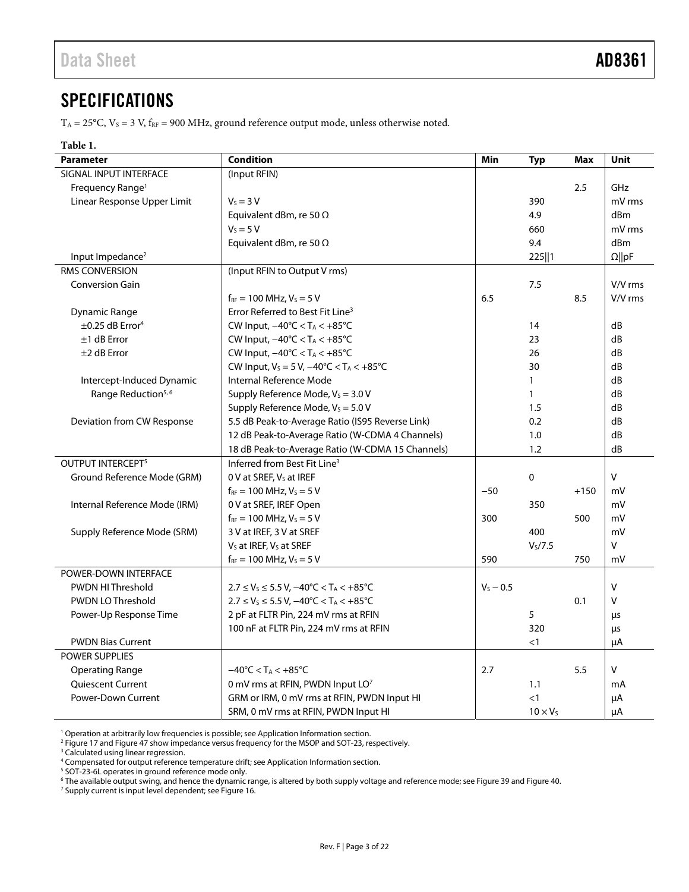## SPECIFICATIONS

$T_A$ = 25°C, $V_S$ = 3 V, $f_{RF}$ = 900 MHz, ground reference output mode, unless otherwise noted.

**Table 1.**

| Parameter | Condition | Min | Typ | Max | Unit |
|---|---|---|---|---|---|
| SIGNAL INPUT INTERFACE | (Input RFIN) | | | | |
| Frequency Range[1] | | | | 2.5 | GHz |
| Linear Response Upper Limit | $V_S$ = 3 V | | 390 | | mV rms |
| | Equivalent dBm, re 50 Ω | | 4.9 | | dBm |
| | $V_S$ = 5 V | | 660 | | mV rms |
| | Equivalent dBm, re 50 Ω | | 9.4 | | dBm |
| Input Impedance[2] | | | 225‖1 | | Ω‖pF |
| RMS CONVERSION | (Input RFIN to Output V rms) | | | | |
| Conversion Gain | | | 7.5 | | V/V rms |
| | $f_{RF}$ = 100 MHz, $V_S$ = 5 V | 6.5 | | 8.5 | V/V rms |
| Dynamic Range | Error Referred to Best Fit Line[3] | | | | |
| ±0.25 dB Error[4] | CW Input, −40°C < $T_A$ < +85°C | | 14 | | dB |
| ±1 dB Error | CW Input, −40°C < $T_A$ < +85°C | | 23 | | dB |
| ±2 dB Error | CW Input, −40°C < $T_A$ < +85°C | | 26 | | dB |
| | CW Input, $V_S$ = 5 V, −40°C < $T_A$ < +85°C | | 30 | | dB |
| Intercept-Induced Dynamic Range Reduction[5, 6] | Internal Reference Mode | | 1 | | dB |
| | Supply Reference Mode, $V_S$ = 3.0 V | | 1 | | dB |
| | Supply Reference Mode, $V_S$ = 5.0 V | | 1.5 | | dB |
| Deviation from CW Response | 5.5 dB Peak-to-Average Ratio (IS95 Reverse Link) | | 0.2 | | dB |
| | 12 dB Peak-to-Average Ratio (W-CDMA 4 Channels) | | 1.0 | | dB |
| | 18 dB Peak-to-Average Ratio (W-CDMA 15 Channels) | | 1.2 | | dB |
| OUTPUT INTERCEPT[5] | Inferred from Best Fit Line[3] | | | | |
| Ground Reference Mode (GRM) | 0 V at SREF, $V_S$ at IREF | | 0 | | V |
| | $f_{RF}$ = 100 MHz, $V_S$ = 5 V | −50 | | +150 | mV |
| Internal Reference Mode (IRM) | 0 V at SREF, IREF Open | | 350 | | mV |
| | $f_{RF}$ = 100 MHz, $V_S$ = 5 V | 300 | | 500 | mV |
| Supply Reference Mode (SRM) | 3 V at IREF, 3 V at SREF | | 400 | | mV |
| | $V_S$ at IREF, $V_S$ at SREF | | $V_S$/7.5 | | V |
| | $f_{RF}$ = 100 MHz, $V_S$ = 5 V | 590 | | 750 | mV |
| POWER-DOWN INTERFACE | | | | | |
| PWDN HI Threshold | 2.7 ≤ $V_S$ ≤ 5.5 V, −40°C < $T_A$ < +85°C | $V_S$ − 0.5 | | | V |
| PWDN LO Threshold | 2.7 ≤ $V_S$ ≤ 5.5 V, −40°C < $T_A$ < +85°C | | | 0.1 | V |
| Power-Up Response Time | 2 pF at FLTR Pin, 224 mV rms at RFIN | | 5 | | μs |
| | 100 nF at FLTR Pin, 224 mV rms at RFIN | | 320 | | μs |
| PWDN Bias Current | | | <1 | | μA |
| POWER SUPPLIES | | | | | |
| Operating Range | −40°C < $T_A$ < +85°C | 2.7 | | 5.5 | V |
| Quiescent Current | 0 mV rms at RFIN, PWDN Input LO[7] | | 1.1 | | mA |
| Power-Down Current | GRM or IRM, 0 mV rms at RFIN, PWDN Input HI | | <1 | | μA |
| | SRM, 0 mV rms at RFIN, PWDN Input HI | | 10 × $V_S$ | | μA |

[1] Operation at arbitrarily low frequencies is possible; see Application Information section.
[2] Figure 17 and Figure 47 show impedance versus frequency for the MSOP and SOT-23, respectively.
[3] Calculated using linear regression.
[4] Compensated for output reference temperature drift; see Application Information section.
[5] SOT-23-6L operates in ground reference mode only.
[6] The available output swing, and hence the dynamic range, is altered by both supply voltage and reference mode; see Figure 39 and Figure 40.
[7] Supply current is input level dependent; see Figure 16.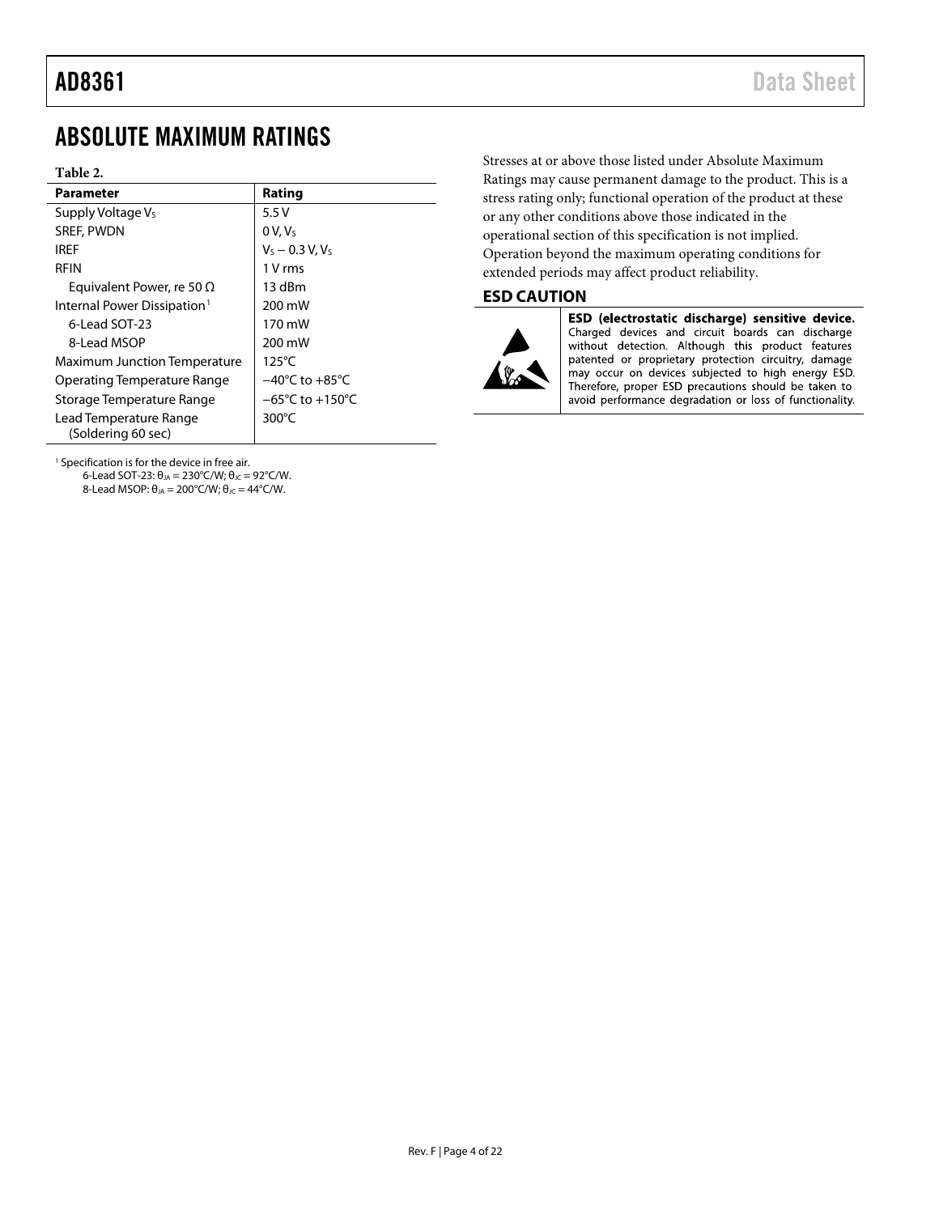# ABSOLUTE MAXIMUM RATINGS

**Table 2.**

| Parameter | Rating |
|---|---|
| Supply Voltage $V_S$ | 5.5 V |
| SREF, PWDN | 0 V, $V_S$ |
| IREF | $V_S$ − 0.3 V, $V_S$ |
| RFIN | 1 V rms |
| Equivalent Power, re 50 Ω | 13 dBm |
| Internal Power Dissipation[1] | 200 mW |
| 6-Lead SOT-23 | 170 mW |
| 8-Lead MSOP | 200 mW |
| Maximum Junction Temperature | 125°C |
| Operating Temperature Range | −40°C to +85°C |
| Storage Temperature Range | −65°C to +150°C |
| Lead Temperature Range (Soldering 60 sec) | 300°C |

[1] Specification is for the device in free air.
6-Lead SOT-23: $\theta_{JA}$ = 230°C/W; $\theta_{JC}$ = 92°C/W.
8-Lead MSOP: $\theta_{JA}$ = 200°C/W; $\theta_{JC}$ = 44°C/W.

Stresses at or above those listed under Absolute Maximum Ratings may cause permanent damage to the product. This is a stress rating only; functional operation of the product at these or any other conditions above those indicated in the operational section of this specification is not implied. Operation beyond the maximum operating conditions for extended periods may affect product reliability.

## ESD CAUTION

**ESD (electrostatic discharge) sensitive device.** Charged devices and circuit boards can discharge without detection. Although this product features patented or proprietary protection circuitry, damage may occur on devices subjected to high energy ESD. Therefore, proper ESD precautions should be taken to avoid performance degradation or loss of functionality.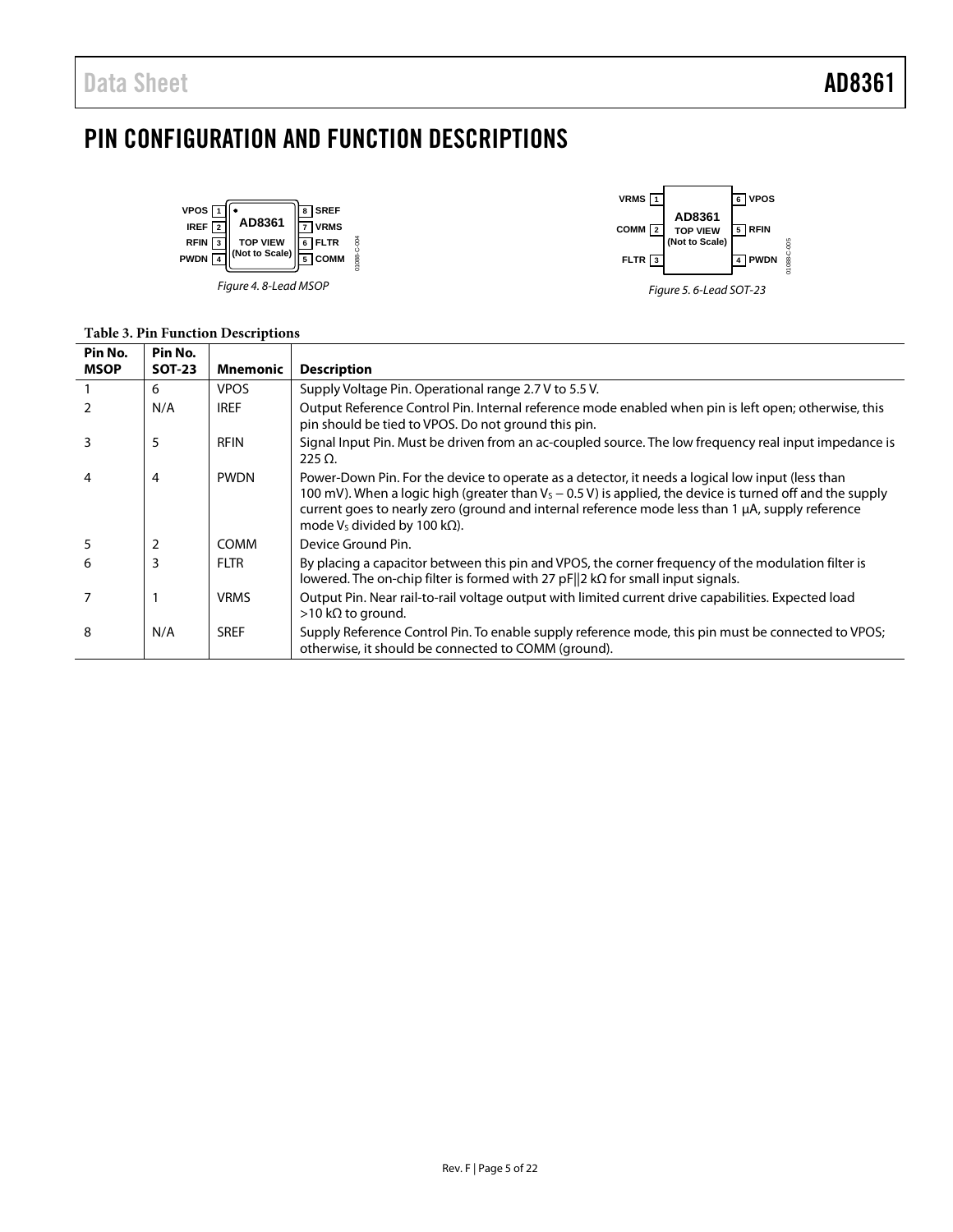# PIN CONFIGURATION AND FUNCTION DESCRIPTIONS

Figure 4. 8-Lead MSOP

Figure 5. 6-Lead SOT-23

**Table 3. Pin Function Descriptions**

| Pin No. MSOP | Pin No. SOT-23 | Mnemonic | Description |
|---|---|---|---|
| 1 | 6 | VPOS | Supply Voltage Pin. Operational range 2.7 V to 5.5 V. |
| 2 | N/A | IREF | Output Reference Control Pin. Internal reference mode enabled when pin is left open; otherwise, this pin should be tied to VPOS. Do not ground this pin. |
| 3 | 5 | RFIN | Signal Input Pin. Must be driven from an ac-coupled source. The low frequency real input impedance is 225 Ω. |
| 4 | 4 | PWDN | Power-Down Pin. For the device to operate as a detector, it needs a logical low input (less than 100 mV). When a logic high (greater than $V_S$ − 0.5 V) is applied, the device is turned off and the supply current goes to nearly zero (ground and internal reference mode less than 1 µA, supply reference mode $V_S$ divided by 100 kΩ). |
| 5 | 2 | COMM | Device Ground Pin. |
| 6 | 3 | FLTR | By placing a capacitor between this pin and VPOS, the corner frequency of the modulation filter is lowered. The on-chip filter is formed with 27 pF‖2 kΩ for small input signals. |
| 7 | 1 | VRMS | Output Pin. Near rail-to-rail voltage output with limited current drive capabilities. Expected load >10 kΩ to ground. |
| 8 | N/A | SREF | Supply Reference Control Pin. To enable supply reference mode, this pin must be connected to VPOS; otherwise, it should be connected to COMM (ground). |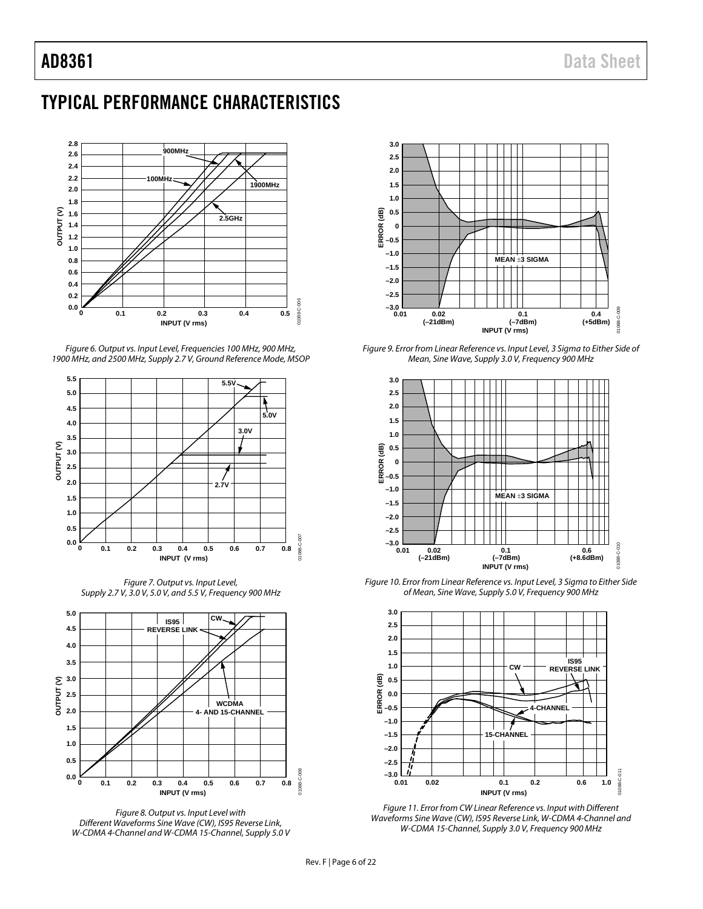## TYPICAL PERFORMANCE CHARACTERISTICS

*Figure 6. Output vs. Input Level, Frequencies 100 MHz, 900 MHz, 1900 MHz, and 2500 MHz, Supply 2.7 V, Ground Reference Mode, MSOP*

*Figure 7. Output vs. Input Level, Supply 2.7 V, 3.0 V, 5.0 V, and 5.5 V, Frequency 900 MHz*

*Figure 8. Output vs. Input Level with Different Waveforms Sine Wave (CW), IS95 Reverse Link, W-CDMA 4-Channel and W-CDMA 15-Channel, Supply 5.0 V*

*Figure 9. Error from Linear Reference vs. Input Level, 3 Sigma to Either Side of Mean, Sine Wave, Supply 3.0 V, Frequency 900 MHz*

*Figure 10. Error from Linear Reference vs. Input Level, 3 Sigma to Either Side of Mean, Sine Wave, Supply 5.0 V, Frequency 900 MHz*

*Figure 11. Error from CW Linear Reference vs. Input with Different Waveforms Sine Wave (CW), IS95 Reverse Link, W-CDMA 4-Channel and W-CDMA 15-Channel, Supply 3.0 V, Frequency 900 MHz*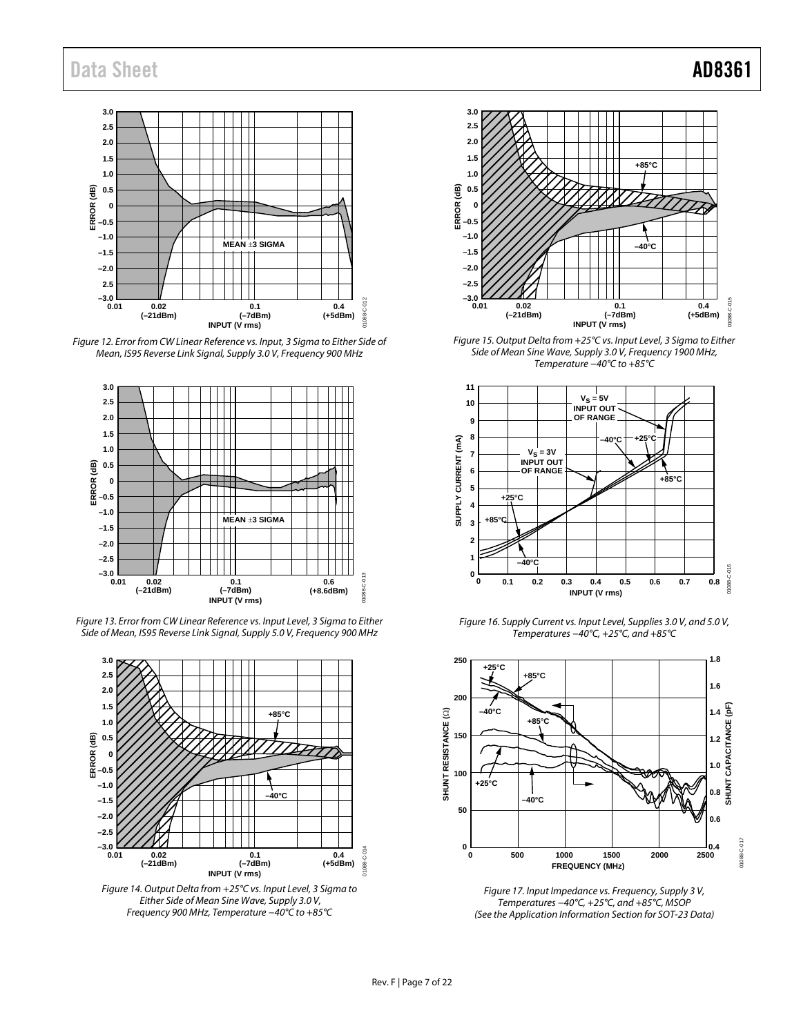Figure 12. Error from CW Linear Reference vs. Input, 3 Sigma to Either Side of Mean, IS95 Reverse Link Signal, Supply 3.0 V, Frequency 900 MHz

Figure 13. Error from CW Linear Reference vs. Input Level, 3 Sigma to Either Side of Mean, IS95 Reverse Link Signal, Supply 5.0 V, Frequency 900 MHz

Figure 14. Output Delta from +25°C vs. Input Level, 3 Sigma to Either Side of Mean Sine Wave, Supply 3.0 V, Frequency 900 MHz, Temperature −40°C to +85°C

Figure 15. Output Delta from +25°C vs. Input Level, 3 Sigma to Either Side of Mean Sine Wave, Supply 3.0 V, Frequency 1900 MHz, Temperature −40°C to +85°C

Figure 16. Supply Current vs. Input Level, Supplies 3.0 V, and 5.0 V, Temperatures −40°C, +25°C, and +85°C

Figure 17. Input Impedance vs. Frequency, Supply 3 V, Temperatures −40°C, +25°C, and +85°C, MSOP (See the Application Information Section for SOT-23 Data)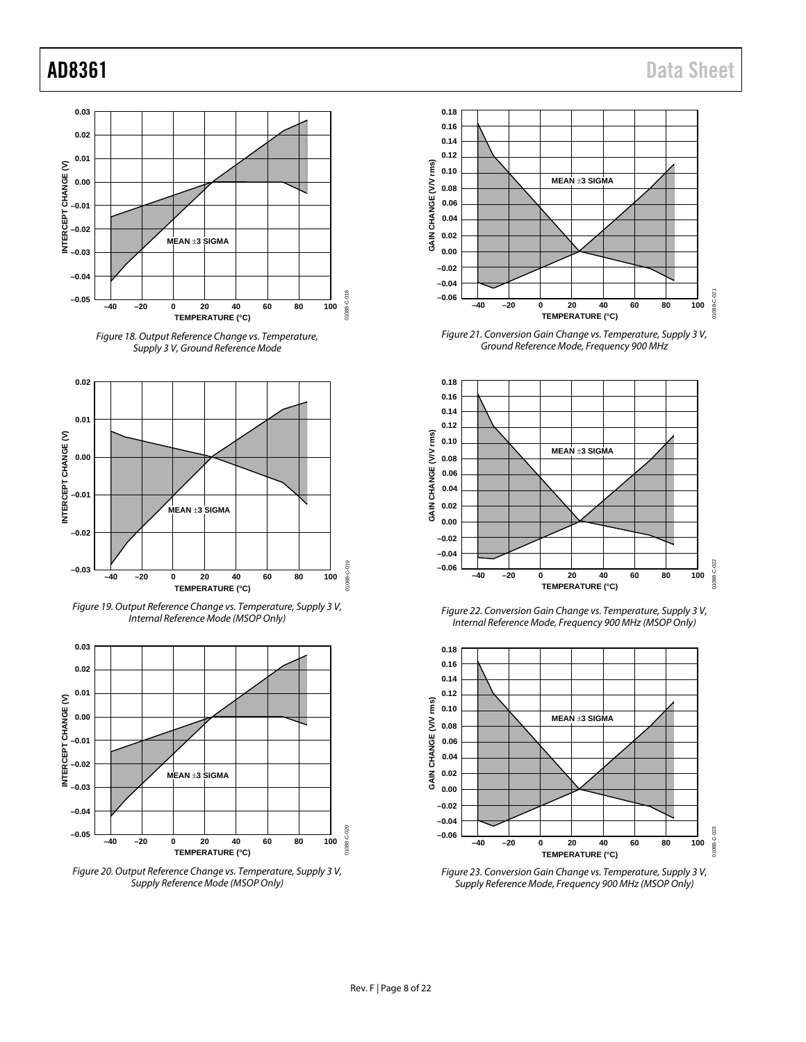Figure 18. Output Reference Change vs. Temperature, Supply 3 V, Ground Reference Mode

Figure 19. Output Reference Change vs. Temperature, Supply 3 V, Internal Reference Mode (MSOP Only)

Figure 20. Output Reference Change vs. Temperature, Supply 3 V, Supply Reference Mode (MSOP Only)

Figure 21. Conversion Gain Change vs. Temperature, Supply 3 V, Ground Reference Mode, Frequency 900 MHz

Figure 22. Conversion Gain Change vs. Temperature, Supply 3 V, Internal Reference Mode, Frequency 900 MHz (MSOP Only)

Figure 23. Conversion Gain Change vs. Temperature, Supply 3 V, Supply Reference Mode, Frequency 900 MHz (MSOP Only)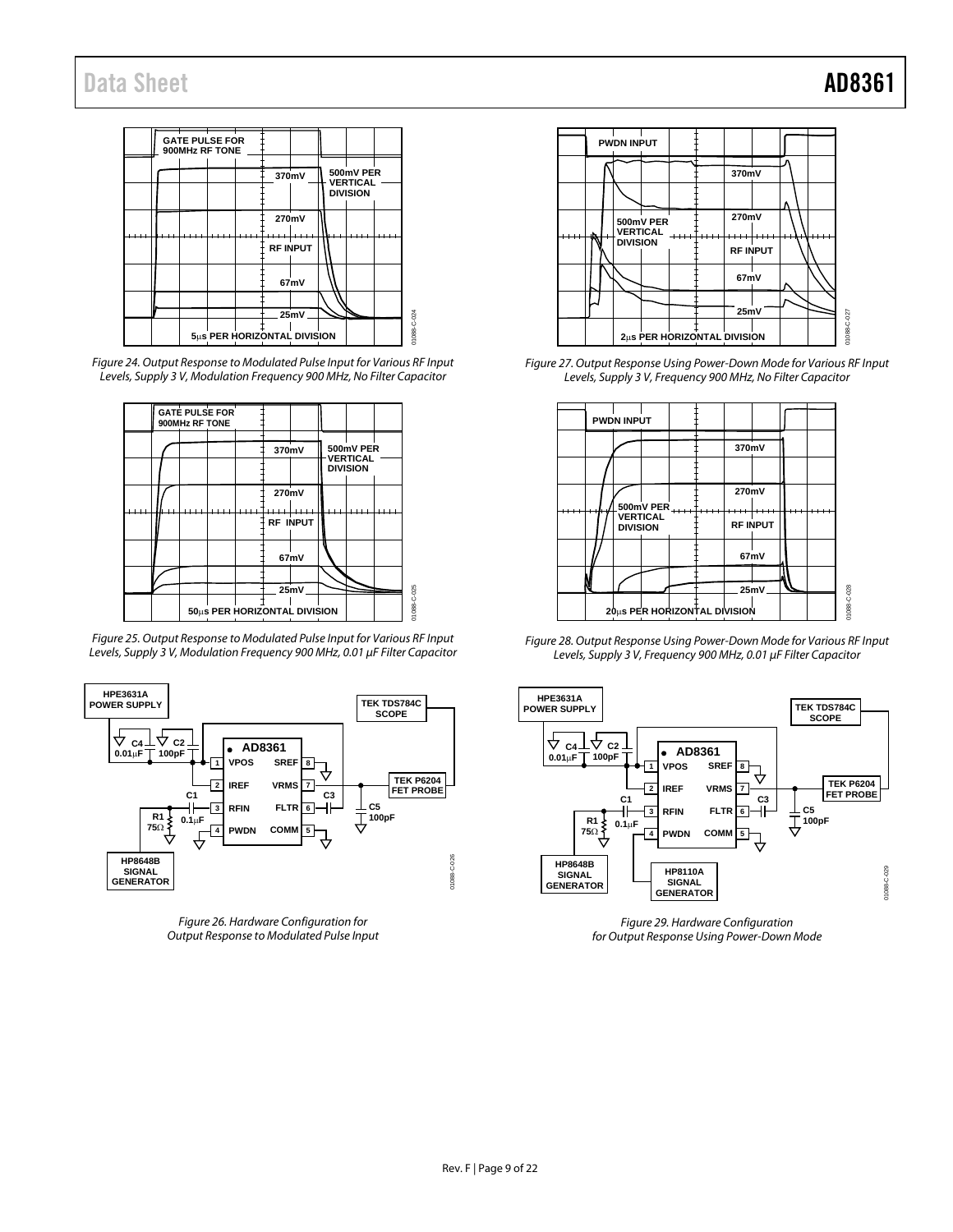Figure 24. Output Response to Modulated Pulse Input for Various RF Input Levels, Supply 3 V, Modulation Frequency 900 MHz, No Filter Capacitor

Figure 25. Output Response to Modulated Pulse Input for Various RF Input Levels, Supply 3 V, Modulation Frequency 900 MHz, 0.01 µF Filter Capacitor

Figure 26. Hardware Configuration for Output Response to Modulated Pulse Input

Figure 27. Output Response Using Power-Down Mode for Various RF Input Levels, Supply 3 V, Frequency 900 MHz, No Filter Capacitor

Figure 28. Output Response Using Power-Down Mode for Various RF Input Levels, Supply 3 V, Frequency 900 MHz, 0.01 µF Filter Capacitor

Figure 29. Hardware Configuration for Output Response Using Power-Down Mode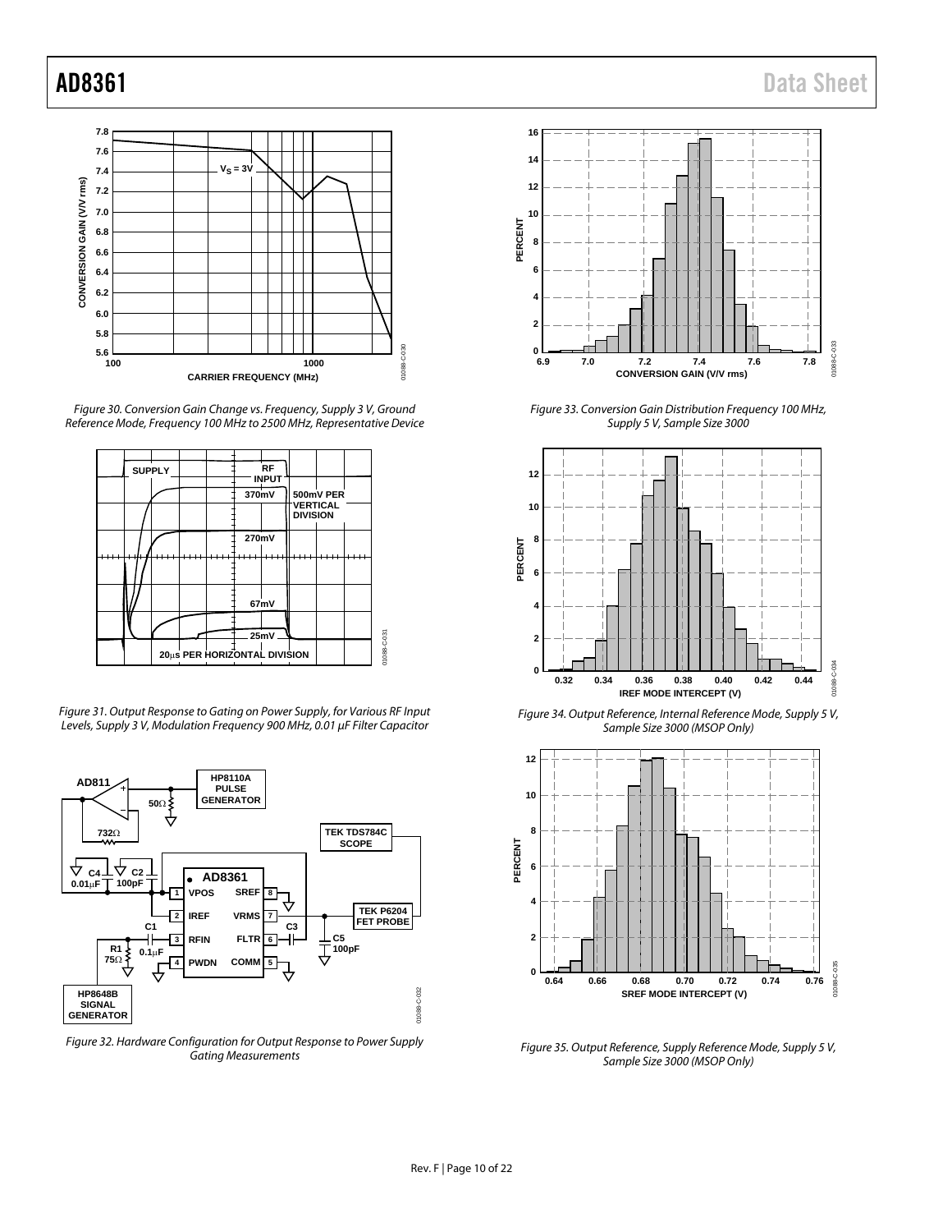Figure 30. Conversion Gain Change vs. Frequency, Supply 3 V, Ground Reference Mode, Frequency 100 MHz to 2500 MHz, Representative Device

Figure 31. Output Response to Gating on Power Supply, for Various RF Input Levels, Supply 3 V, Modulation Frequency 900 MHz, 0.01 µF Filter Capacitor

Figure 32. Hardware Configuration for Output Response to Power Supply Gating Measurements

Figure 33. Conversion Gain Distribution Frequency 100 MHz, Supply 5 V, Sample Size 3000

Figure 34. Output Reference, Internal Reference Mode, Supply 5 V, Sample Size 3000 (MSOP Only)

Figure 35. Output Reference, Supply Reference Mode, Supply 5 V, Sample Size 3000 (MSOP Only)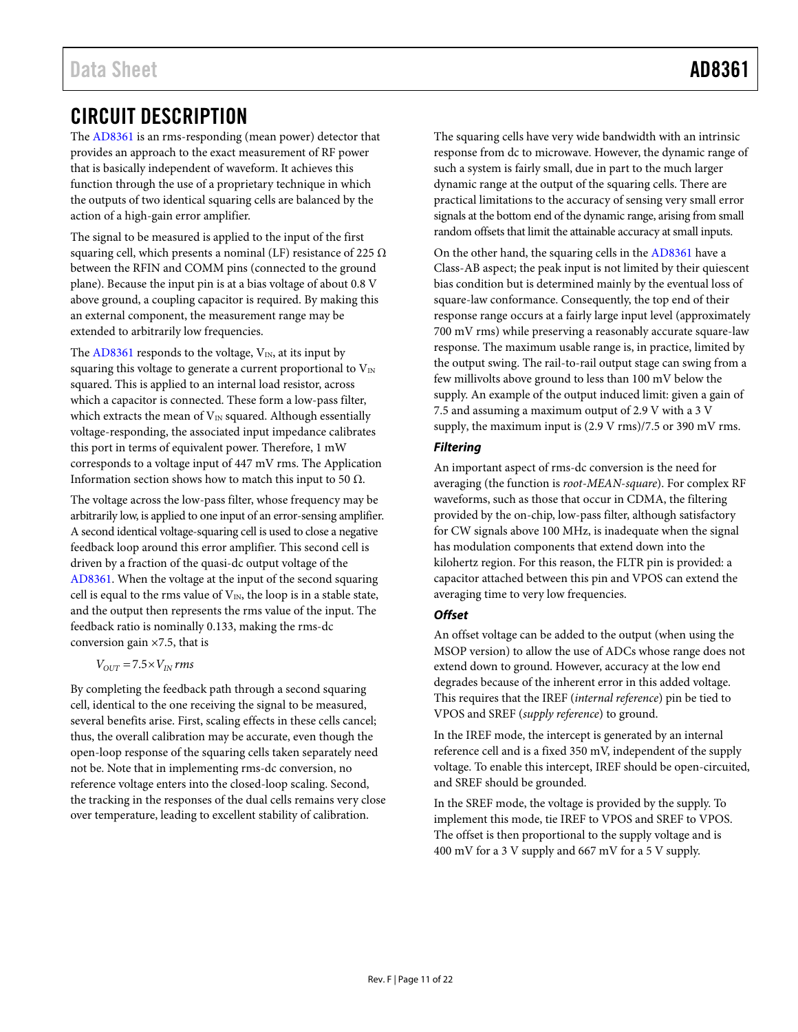# CIRCUIT DESCRIPTION

The AD8361 is an rms-responding (mean power) detector that provides an approach to the exact measurement of RF power that is basically independent of waveform. It achieves this function through the use of a proprietary technique in which the outputs of two identical squaring cells are balanced by the action of a high-gain error amplifier.

The signal to be measured is applied to the input of the first squaring cell, which presents a nominal (LF) resistance of 225 Ω between the RFIN and COMM pins (connected to the ground plane). Because the input pin is at a bias voltage of about 0.8 V above ground, a coupling capacitor is required. By making this an external component, the measurement range may be extended to arbitrarily low frequencies.

The AD8361 responds to the voltage, $V_{IN}$, at its input by squaring this voltage to generate a current proportional to $V_{IN}$ squared. This is applied to an internal load resistor, across which a capacitor is connected. These form a low-pass filter, which extracts the mean of $V_{IN}$ squared. Although essentially voltage-responding, the associated input impedance calibrates this port in terms of equivalent power. Therefore, 1 mW corresponds to a voltage input of 447 mV rms. The Application Information section shows how to match this input to 50 Ω.

The voltage across the low-pass filter, whose frequency may be arbitrarily low, is applied to one input of an error-sensing amplifier. A second identical voltage-squaring cell is used to close a negative feedback loop around this error amplifier. This second cell is driven by a fraction of the quasi-dc output voltage of the AD8361. When the voltage at the input of the second squaring cell is equal to the rms value of $V_{IN}$, the loop is in a stable state, and the output then represents the rms value of the input. The feedback ratio is nominally 0.133, making the rms-dc conversion gain ×7.5, that is

$$V_{OUT} = 7.5 \times V_{IN}\, rms$$

By completing the feedback path through a second squaring cell, identical to the one receiving the signal to be measured, several benefits arise. First, scaling effects in these cells cancel; thus, the overall calibration may be accurate, even though the open-loop response of the squaring cells taken separately need not be. Note that in implementing rms-dc conversion, no reference voltage enters into the closed-loop scaling. Second, the tracking in the responses of the dual cells remains very close over temperature, leading to excellent stability of calibration.

The squaring cells have very wide bandwidth with an intrinsic response from dc to microwave. However, the dynamic range of such a system is fairly small, due in part to the much larger dynamic range at the output of the squaring cells. There are practical limitations to the accuracy of sensing very small error signals at the bottom end of the dynamic range, arising from small random offsets that limit the attainable accuracy at small inputs.

On the other hand, the squaring cells in the AD8361 have a Class-AB aspect; the peak input is not limited by their quiescent bias condition but is determined mainly by the eventual loss of square-law conformance. Consequently, the top end of their response range occurs at a fairly large input level (approximately 700 mV rms) while preserving a reasonably accurate square-law response. The maximum usable range is, in practice, limited by the output swing. The rail-to-rail output stage can swing from a few millivolts above ground to less than 100 mV below the supply. An example of the output induced limit: given a gain of 7.5 and assuming a maximum output of 2.9 V with a 3 V supply, the maximum input is (2.9 V rms)/7.5 or 390 mV rms.

### Filtering

An important aspect of rms-dc conversion is the need for averaging (the function is *root-MEAN-square*). For complex RF waveforms, such as those that occur in CDMA, the filtering provided by the on-chip, low-pass filter, although satisfactory for CW signals above 100 MHz, is inadequate when the signal has modulation components that extend down into the kilohertz region. For this reason, the FLTR pin is provided: a capacitor attached between this pin and VPOS can extend the averaging time to very low frequencies.

### Offset

An offset voltage can be added to the output (when using the MSOP version) to allow the use of ADCs whose range does not extend down to ground. However, accuracy at the low end degrades because of the inherent error in this added voltage. This requires that the IREF (*internal reference*) pin be tied to VPOS and SREF (*supply reference*) to ground.

In the IREF mode, the intercept is generated by an internal reference cell and is a fixed 350 mV, independent of the supply voltage. To enable this intercept, IREF should be open-circuited, and SREF should be grounded.

In the SREF mode, the voltage is provided by the supply. To implement this mode, tie IREF to VPOS and SREF to VPOS. The offset is then proportional to the supply voltage and is 400 mV for a 3 V supply and 667 mV for a 5 V supply.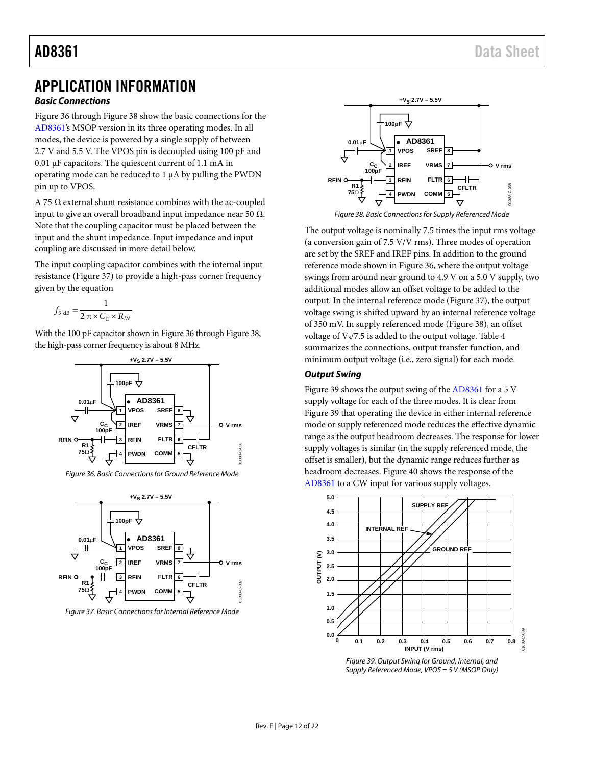# APPLICATION INFORMATION

### *Basic Connections*

Figure 36 through Figure 38 show the basic connections for the AD8361's MSOP version in its three operating modes. In all modes, the device is powered by a single supply of between 2.7 V and 5.5 V. The VPOS pin is decoupled using 100 pF and 0.01 μF capacitors. The quiescent current of 1.1 mA in operating mode can be reduced to 1 μA by pulling the PWDN pin up to VPOS.

A 75 Ω external shunt resistance combines with the ac-coupled input to give an overall broadband input impedance near 50 Ω. Note that the coupling capacitor must be placed between the input and the shunt impedance. Input impedance and input coupling are discussed in more detail below.

The input coupling capacitor combines with the internal input resistance (Figure 37) to provide a high-pass corner frequency given by the equation

$$f_{3\text{ dB}} = \frac{1}{2\,\pi \times C_C \times R_{IN}}$$

With the 100 pF capacitor shown in Figure 36 through Figure 38, the high-pass corner frequency is about 8 MHz.

Figure 36. Basic Connections for Ground Reference Mode

Figure 37. Basic Connections for Internal Reference Mode

Figure 38. Basic Connections for Supply Referenced Mode

The output voltage is nominally 7.5 times the input rms voltage (a conversion gain of 7.5 V/V rms). Three modes of operation are set by the SREF and IREF pins. In addition to the ground reference mode shown in Figure 36, where the output voltage swings from around near ground to 4.9 V on a 5.0 V supply, two additional modes allow an offset voltage to be added to the output. In the internal reference mode (Figure 37), the output voltage swing is shifted upward by an internal reference voltage of 350 mV. In supply referenced mode (Figure 38), an offset voltage of $V_S/7.5$ is added to the output voltage. Table 4 summarizes the connections, output transfer function, and minimum output voltage (i.e., zero signal) for each mode.

### *Output Swing*

Figure 39 shows the output swing of the AD8361 for a 5 V supply voltage for each of the three modes. It is clear from Figure 39 that operating the device in either internal reference mode or supply referenced mode reduces the effective dynamic range as the output headroom decreases. The response for lower supply voltages is similar (in the supply referenced mode, the offset is smaller), but the dynamic range reduces further as headroom decreases. Figure 40 shows the response of the AD8361 to a CW input for various supply voltages.

Figure 39. Output Swing for Ground, Internal, and Supply Referenced Mode, VPOS = 5 V (MSOP Only)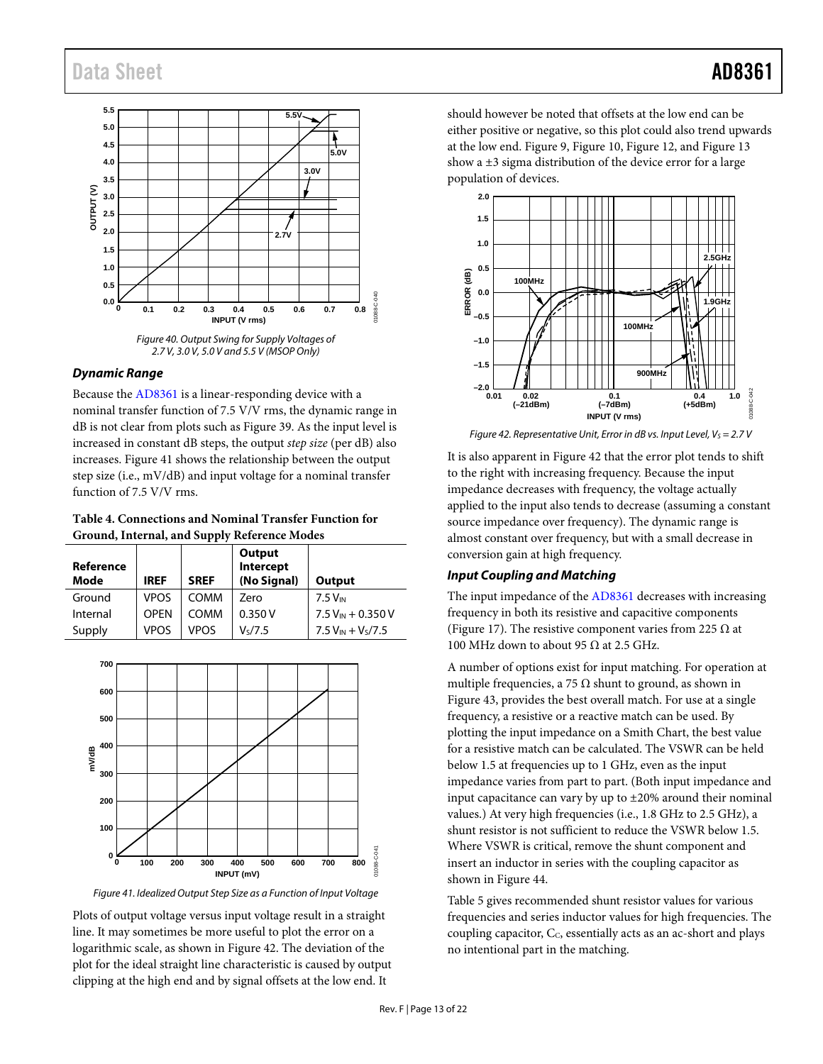Figure 40. Output Swing for Supply Voltages of 2.7 V, 3.0 V, 5.0 V and 5.5 V (MSOP Only)

### Dynamic Range

Because the AD8361 is a linear-responding device with a nominal transfer function of 7.5 V/V rms, the dynamic range in dB is not clear from plots such as Figure 39. As the input level is increased in constant dB steps, the output *step size* (per dB) also increases. Figure 41 shows the relationship between the output step size (i.e., mV/dB) and input voltage for a nominal transfer function of 7.5 V/V rms.

**Table 4. Connections and Nominal Transfer Function for Ground, Internal, and Supply Reference Modes**

| Reference Mode | IREF | SREF | Output Intercept (No Signal) | Output |
|---|---|---|---|---|
| Ground | VPOS | COMM | Zero | $7.5\,V_{IN}$ |
| Internal | OPEN | COMM | 0.350 V | $7.5\,V_{IN} + 0.350$ V |
| Supply | VPOS | VPOS | $V_S/7.5$ | $7.5\,V_{IN} + V_S/7.5$ |

Figure 41. Idealized Output Step Size as a Function of Input Voltage

Plots of output voltage versus input voltage result in a straight line. It may sometimes be more useful to plot the error on a logarithmic scale, as shown in Figure 42. The deviation of the plot for the ideal straight line characteristic is caused by output clipping at the high end and by signal offsets at the low end. It should however be noted that offsets at the low end can be either positive or negative, so this plot could also trend upwards at the low end. Figure 9, Figure 10, Figure 12, and Figure 13 show a ±3 sigma distribution of the device error for a large population of devices.

Figure 42. Representative Unit, Error in dB vs. Input Level, $V_S = 2.7$ V

It is also apparent in Figure 42 that the error plot tends to shift to the right with increasing frequency. Because the input impedance decreases with frequency, the voltage actually applied to the input also tends to decrease (assuming a constant source impedance over frequency). The dynamic range is almost constant over frequency, but with a small decrease in conversion gain at high frequency.

### Input Coupling and Matching

The input impedance of the AD8361 decreases with increasing frequency in both its resistive and capacitive components (Figure 17). The resistive component varies from 225 Ω at 100 MHz down to about 95 Ω at 2.5 GHz.

A number of options exist for input matching. For operation at multiple frequencies, a 75 Ω shunt to ground, as shown in Figure 43, provides the best overall match. For use at a single frequency, a resistive or a reactive match can be used. By plotting the input impedance on a Smith Chart, the best value for a resistive match can be calculated. The VSWR can be held below 1.5 at frequencies up to 1 GHz, even as the input impedance varies from part to part. (Both input impedance and input capacitance can vary by up to ±20% around their nominal values.) At very high frequencies (i.e., 1.8 GHz to 2.5 GHz), a shunt resistor is not sufficient to reduce the VSWR below 1.5. Where VSWR is critical, remove the shunt component and insert an inductor in series with the coupling capacitor as shown in Figure 44.

Table 5 gives recommended shunt resistor values for various frequencies and series inductor values for high frequencies. The coupling capacitor, $C_C$, essentially acts as an ac-short and plays no intentional part in the matching.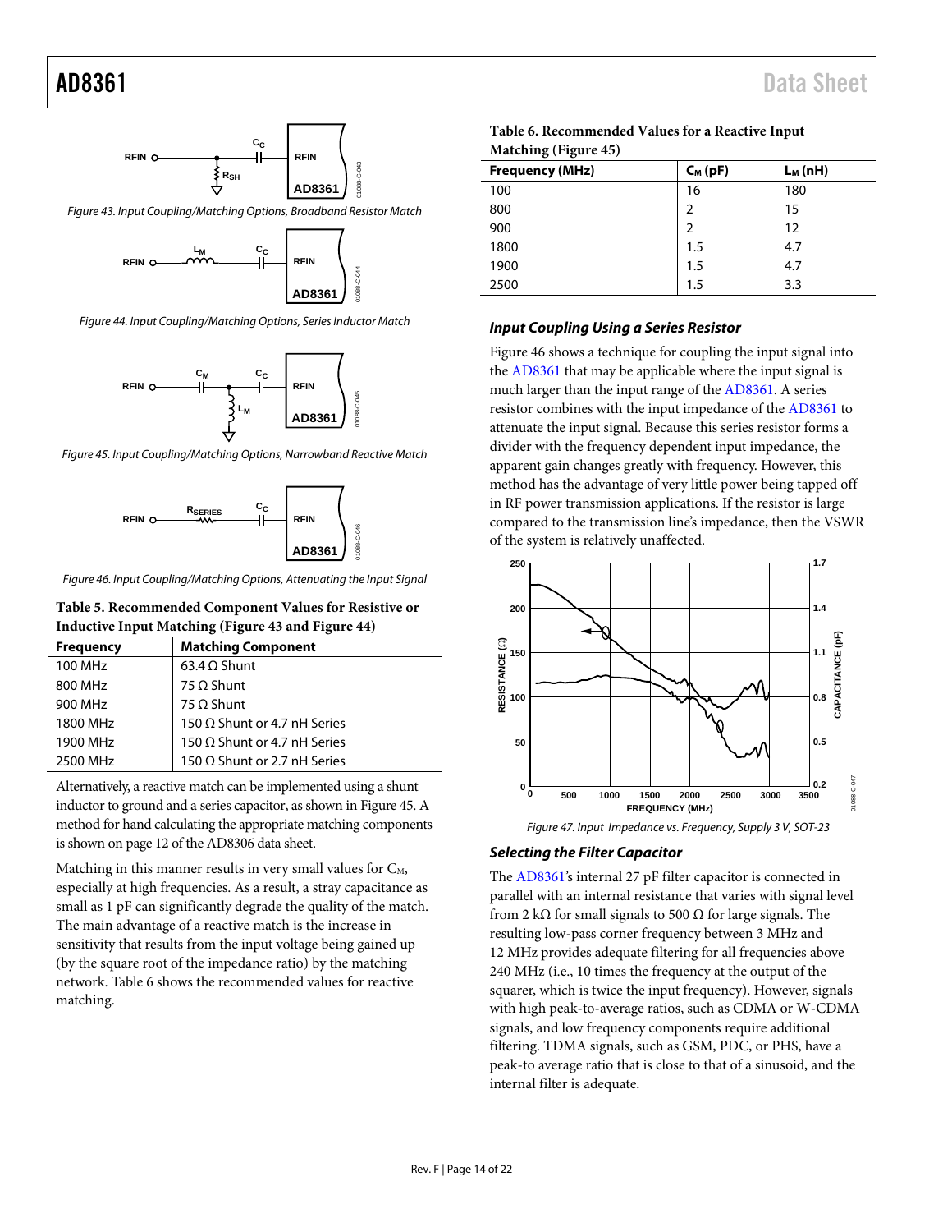Figure 43. Input Coupling/Matching Options, Broadband Resistor Match

Figure 44. Input Coupling/Matching Options, Series Inductor Match

Figure 45. Input Coupling/Matching Options, Narrowband Reactive Match

Figure 46. Input Coupling/Matching Options, Attenuating the Input Signal

**Table 5. Recommended Component Values for Resistive or Inductive Input Matching (Figure 43 and Figure 44)**

| Frequency | Matching Component |
|---|---|
| 100 MHz | 63.4 Ω Shunt |
| 800 MHz | 75 Ω Shunt |
| 900 MHz | 75 Ω Shunt |
| 1800 MHz | 150 Ω Shunt or 4.7 nH Series |
| 1900 MHz | 150 Ω Shunt or 4.7 nH Series |
| 2500 MHz | 150 Ω Shunt or 2.7 nH Series |

Alternatively, a reactive match can be implemented using a shunt inductor to ground and a series capacitor, as shown in Figure 45. A method for hand calculating the appropriate matching components is shown on page 12 of the AD8306 data sheet.

Matching in this manner results in very small values for $C_M$, especially at high frequencies. As a result, a stray capacitance as small as 1 pF can significantly degrade the quality of the match. The main advantage of a reactive match is the increase in sensitivity that results from the input voltage being gained up (by the square root of the impedance ratio) by the matching network. Table 6 shows the recommended values for reactive matching.

**Table 6. Recommended Values for a Reactive Input Matching (Figure 45)**

| Frequency (MHz) | $C_M$ (pF) | $L_M$ (nH) |
|---|---|---|
| 100 | 16 | 180 |
| 800 | 2 | 15 |
| 900 | 2 | 12 |
| 1800 | 1.5 | 4.7 |
| 1900 | 1.5 | 4.7 |
| 2500 | 1.5 | 3.3 |

### *Input Coupling Using a Series Resistor*

Figure 46 shows a technique for coupling the input signal into the AD8361 that may be applicable where the input signal is much larger than the input range of the AD8361. A series resistor combines with the input impedance of the AD8361 to attenuate the input signal. Because this series resistor forms a divider with the frequency dependent input impedance, the apparent gain changes greatly with frequency. However, this method has the advantage of very little power being tapped off in RF power transmission applications. If the resistor is large compared to the transmission line's impedance, then the VSWR of the system is relatively unaffected.

Figure 47. Input Impedance vs. Frequency, Supply 3 V, SOT-23

### *Selecting the Filter Capacitor*

The AD8361's internal 27 pF filter capacitor is connected in parallel with an internal resistance that varies with signal level from 2 kΩ for small signals to 500 Ω for large signals. The resulting low-pass corner frequency between 3 MHz and 12 MHz provides adequate filtering for all frequencies above 240 MHz (i.e., 10 times the frequency at the output of the squarer, which is twice the input frequency). However, signals with high peak-to-average ratios, such as CDMA or W-CDMA signals, and low frequency components require additional filtering. TDMA signals, such as GSM, PDC, or PHS, have a peak-to average ratio that is close to that of a sinusoid, and the internal filter is adequate.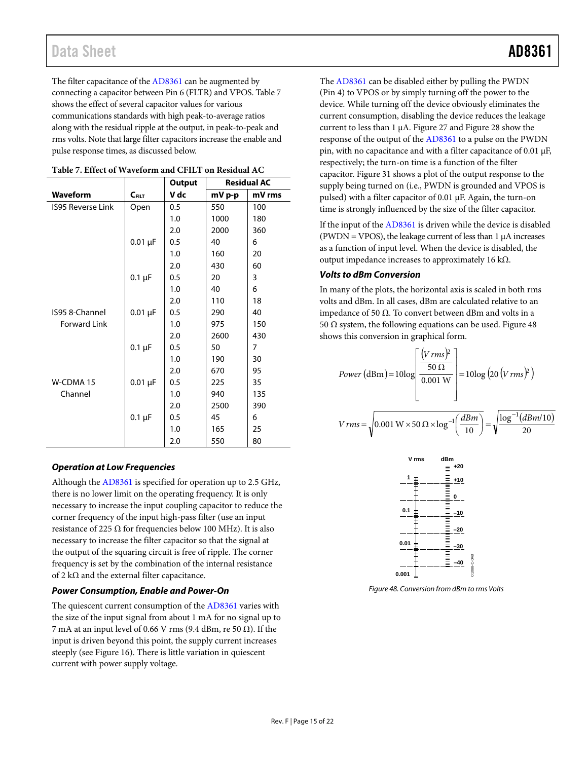The filter capacitance of the AD8361 can be augmented by connecting a capacitor between Pin 6 (FLTR) and VPOS. Table 7 shows the effect of several capacitor values for various communications standards with high peak-to-average ratios along with the residual ripple at the output, in peak-to-peak and rms volts. Note that large filter capacitors increase the enable and pulse response times, as discussed below.

**Table 7. Effect of Waveform and CFILT on Residual AC**

| Waveform | $C_{FILT}$ | Output V dc | Residual AC mV p-p | Residual AC mV rms |
|---|---|---|---|---|
| IS95 Reverse Link | Open | 0.5 | 550 | 100 |
| | | 1.0 | 1000 | 180 |
| | | 2.0 | 2000 | 360 |
| | 0.01 µF | 0.5 | 40 | 6 |
| | | 1.0 | 160 | 20 |
| | | 2.0 | 430 | 60 |
| | 0.1 µF | 0.5 | 20 | 3 |
| | | 1.0 | 40 | 6 |
| | | 2.0 | 110 | 18 |
| IS95 8-Channel Forward Link | 0.01 µF | 0.5 | 290 | 40 |
| | | 1.0 | 975 | 150 |
| | | 2.0 | 2600 | 430 |
| | 0.1 µF | 0.5 | 50 | 7 |
| | | 1.0 | 190 | 30 |
| | | 2.0 | 670 | 95 |
| W-CDMA 15 Channel | 0.01 µF | 0.5 | 225 | 35 |
| | | 1.0 | 940 | 135 |
| | | 2.0 | 2500 | 390 |
| | 0.1 µF | 0.5 | 45 | 6 |
| | | 1.0 | 165 | 25 |
| | | 2.0 | 550 | 80 |

### Operation at Low Frequencies

Although the AD8361 is specified for operation up to 2.5 GHz, there is no lower limit on the operating frequency. It is only necessary to increase the input coupling capacitor to reduce the corner frequency of the input high-pass filter (use an input resistance of 225 Ω for frequencies below 100 MHz). It is also necessary to increase the filter capacitor so that the signal at the output of the squaring circuit is free of ripple. The corner frequency is set by the combination of the internal resistance of 2 kΩ and the external filter capacitance.

### Power Consumption, Enable and Power-On

The quiescent current consumption of the AD8361 varies with the size of the input signal from about 1 mA for no signal up to 7 mA at an input level of 0.66 V rms (9.4 dBm, re 50 Ω). If the input is driven beyond this point, the supply current increases steeply (see Figure 16). There is little variation in quiescent current with power supply voltage.

The AD8361 can be disabled either by pulling the PWDN (Pin 4) to VPOS or by simply turning off the power to the device. While turning off the device obviously eliminates the current consumption, disabling the device reduces the leakage current to less than 1 µA. Figure 27 and Figure 28 show the response of the output of the AD8361 to a pulse on the PWDN pin, with no capacitance and with a filter capacitance of 0.01 µF, respectively; the turn-on time is a function of the filter capacitor. Figure 31 shows a plot of the output response to the supply being turned on (i.e., PWDN is grounded and VPOS is pulsed) with a filter capacitor of 0.01 µF. Again, the turn-on time is strongly influenced by the size of the filter capacitor.

If the input of the AD8361 is driven while the device is disabled (PWDN = VPOS), the leakage current of less than 1 µA increases as a function of input level. When the device is disabled, the output impedance increases to approximately 16 kΩ.

### Volts to dBm Conversion

In many of the plots, the horizontal axis is scaled in both rms volts and dBm. In all cases, dBm are calculated relative to an impedance of 50 Ω. To convert between dBm and volts in a 50 Ω system, the following equations can be used. Figure 48 shows this conversion in graphical form.

$$Power\ (\text{dBm}) = 10\log\left[\frac{\dfrac{(V\,rms)^2}{50\ \Omega}}{0.001\ \text{W}}\right] = 10\log\left(20\,(V\,rms)^2\right)$$

$$V\,rms = \sqrt{0.001\ \text{W} \times 50\ \Omega \times \log^{-1}\left(\frac{dBm}{10}\right)} = \sqrt{\frac{\log^{-1}(dBm/10)}{20}}$$

Figure 48. Conversion from dBm to rms Volts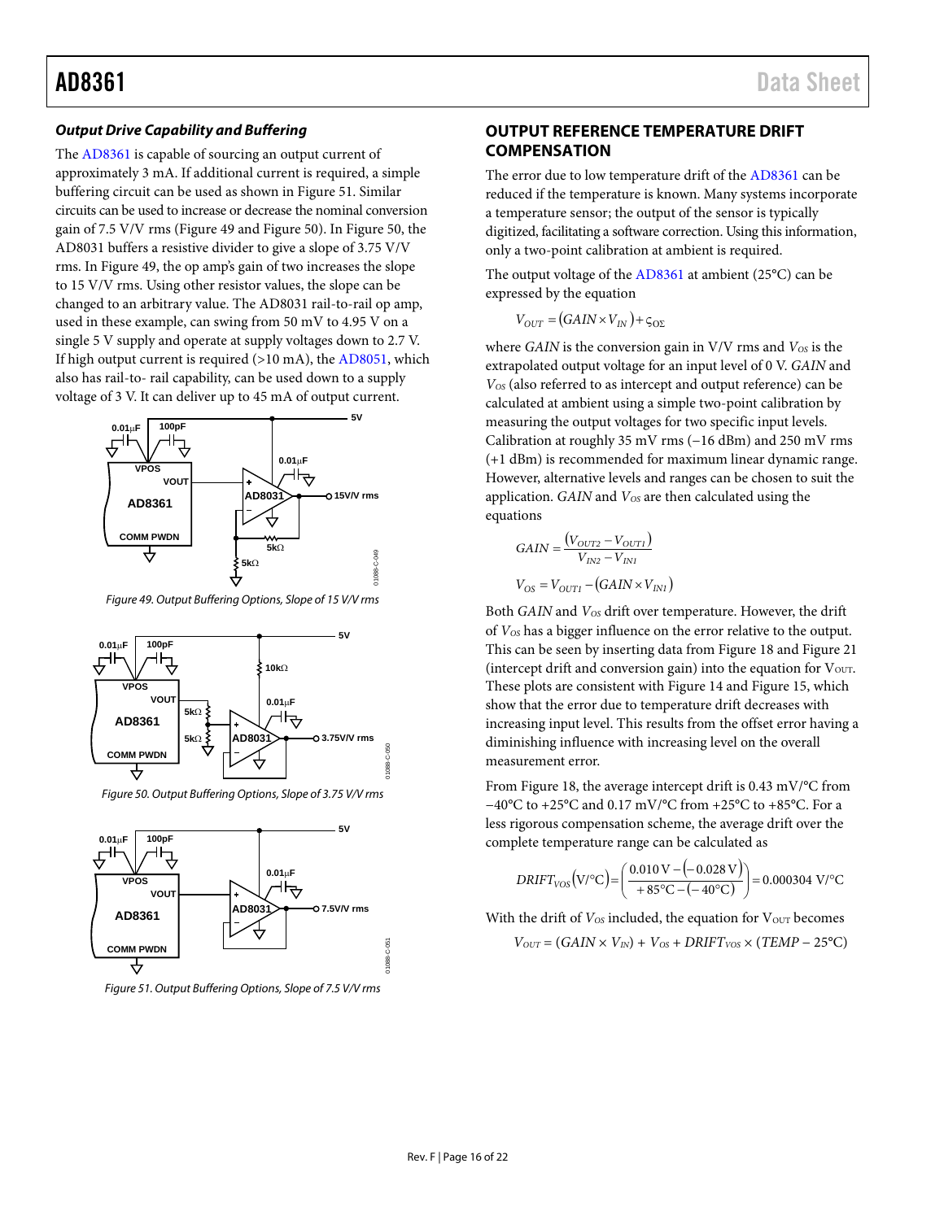### *Output Drive Capability and Buffering*

The AD8361 is capable of sourcing an output current of approximately 3 mA. If additional current is required, a simple buffering circuit can be used as shown in Figure 51. Similar circuits can be used to increase or decrease the nominal conversion gain of 7.5 V/V rms (Figure 49 and Figure 50). In Figure 50, the AD8031 buffers a resistive divider to give a slope of 3.75 V/V rms. In Figure 49, the op amp's gain of two increases the slope to 15 V/V rms. Using other resistor values, the slope can be changed to an arbitrary value. The AD8031 rail-to-rail op amp, used in these example, can swing from 50 mV to 4.95 V on a single 5 V supply and operate at supply voltages down to 2.7 V. If high output current is required (>10 mA), the AD8051, which also has rail-to- rail capability, can be used down to a supply voltage of 3 V. It can deliver up to 45 mA of output current.

*Figure 49. Output Buffering Options, Slope of 15 V/V rms*

*Figure 50. Output Buffering Options, Slope of 3.75 V/V rms*

*Figure 51. Output Buffering Options, Slope of 7.5 V/V rms*

## OUTPUT REFERENCE TEMPERATURE DRIFT COMPENSATION

The error due to low temperature drift of the AD8361 can be reduced if the temperature is known. Many systems incorporate a temperature sensor; the output of the sensor is typically digitized, facilitating a software correction. Using this information, only a two-point calibration at ambient is required.

The output voltage of the AD8361 at ambient (25°C) can be expressed by the equation

$$V_{OUT} = (GAIN \times V_{IN}) + V_{OS}$$

where *GAIN* is the conversion gain in V/V rms and $V_{OS}$ is the extrapolated output voltage for an input level of 0 V. *GAIN* and $V_{OS}$ (also referred to as intercept and output reference) can be calculated at ambient using a simple two-point calibration by measuring the output voltages for two specific input levels. Calibration at roughly 35 mV rms (−16 dBm) and 250 mV rms (+1 dBm) is recommended for maximum linear dynamic range. However, alternative levels and ranges can be chosen to suit the application. *GAIN* and $V_{OS}$ are then calculated using the equations

$$GAIN = \frac{(V_{OUT2} - V_{OUT1})}{V_{IN2} - V_{IN1}}$$

$$V_{OS} = V_{OUT1} - (GAIN \times V_{IN1})$$

Both *GAIN* and $V_{OS}$ drift over temperature. However, the drift of $V_{OS}$ has a bigger influence on the error relative to the output. This can be seen by inserting data from Figure 18 and Figure 21 (intercept drift and conversion gain) into the equation for $V_{OUT}$. These plots are consistent with Figure 14 and Figure 15, which show that the error due to temperature drift decreases with increasing input level. This results from the offset error having a diminishing influence with increasing level on the overall measurement error.

From Figure 18, the average intercept drift is 0.43 mV/°C from −40°C to +25°C and 0.17 mV/°C from +25°C to +85°C. For a less rigorous compensation scheme, the average drift over the complete temperature range can be calculated as

$$DRIFT_{VOS}(\text{V/°C}) = \left(\frac{0.010\ \text{V} - (-0.028\ \text{V})}{+85°\text{C} - (-40°\text{C})}\right) = 0.000304\ \text{V/°C}$$

With the drift of $V_{OS}$ included, the equation for $V_{OUT}$ becomes

$$V_{OUT} = (GAIN \times V_{IN}) + V_{OS} + DRIFT_{VOS} \times (TEMP - 25°\text{C})$$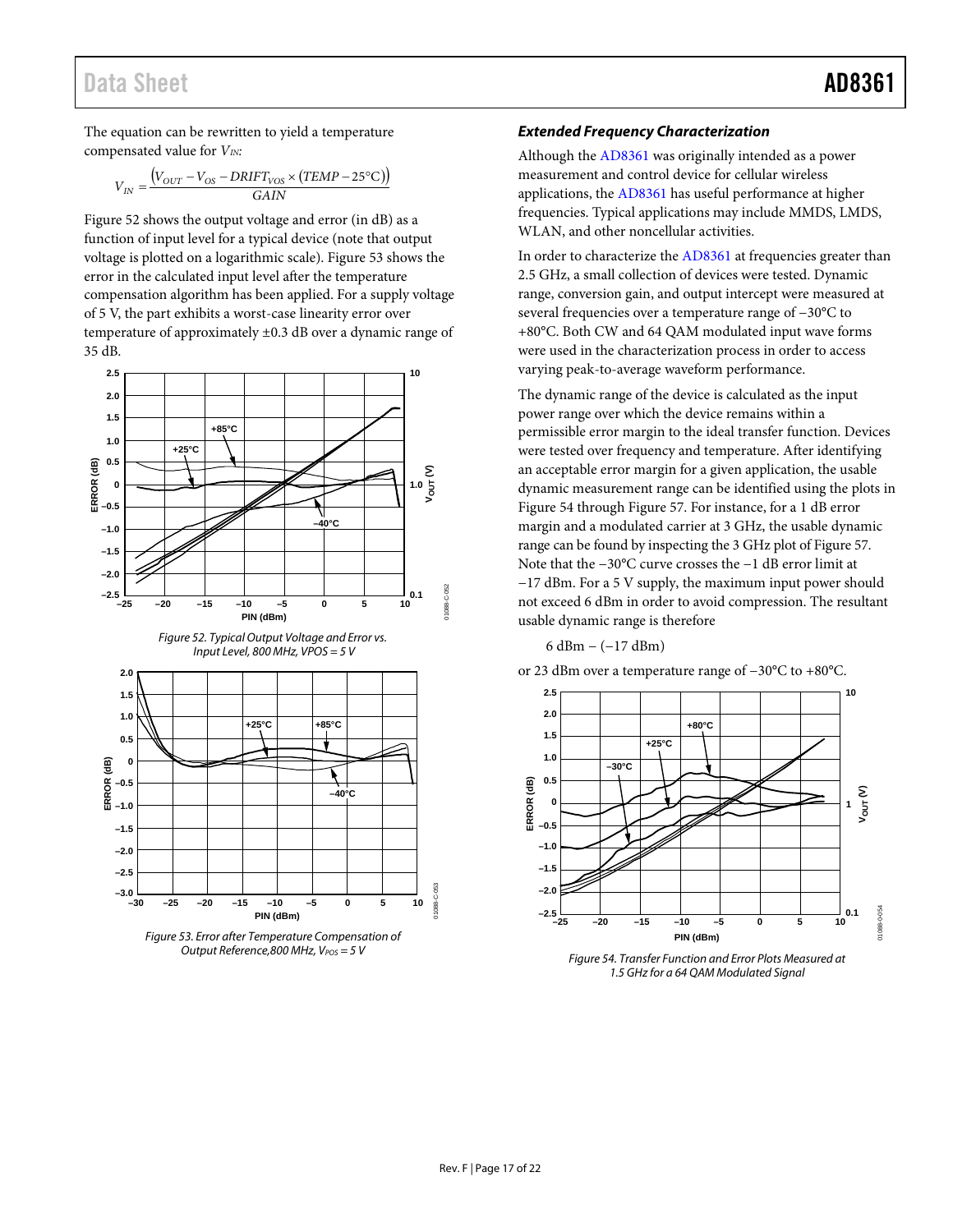The equation can be rewritten to yield a temperature compensated value for $V_{IN}$:

$$V_{IN} = \frac{\left(V_{OUT} - V_{OS} - DRIFT_{VOS} \times (TEMP - 25°C)\right)}{GAIN}$$

Figure 52 shows the output voltage and error (in dB) as a function of input level for a typical device (note that output voltage is plotted on a logarithmic scale). Figure 53 shows the error in the calculated input level after the temperature compensation algorithm has been applied. For a supply voltage of 5 V, the part exhibits a worst-case linearity error over temperature of approximately ±0.3 dB over a dynamic range of 35 dB.

Figure 52. Typical Output Voltage and Error vs. Input Level, 800 MHz, VPOS = 5 V

Figure 53. Error after Temperature Compensation of Output Reference,800 MHz, $V_{POS}$ = 5 V

### Extended Frequency Characterization

Although the AD8361 was originally intended as a power measurement and control device for cellular wireless applications, the AD8361 has useful performance at higher frequencies. Typical applications may include MMDS, LMDS, WLAN, and other noncellular activities.

In order to characterize the AD8361 at frequencies greater than 2.5 GHz, a small collection of devices were tested. Dynamic range, conversion gain, and output intercept were measured at several frequencies over a temperature range of −30°C to +80°C. Both CW and 64 QAM modulated input wave forms were used in the characterization process in order to access varying peak-to-average waveform performance.

The dynamic range of the device is calculated as the input power range over which the device remains within a permissible error margin to the ideal transfer function. Devices were tested over frequency and temperature. After identifying an acceptable error margin for a given application, the usable dynamic measurement range can be identified using the plots in Figure 54 through Figure 57. For instance, for a 1 dB error margin and a modulated carrier at 3 GHz, the usable dynamic range can be found by inspecting the 3 GHz plot of Figure 57. Note that the −30°C curve crosses the −1 dB error limit at −17 dBm. For a 5 V supply, the maximum input power should not exceed 6 dBm in order to avoid compression. The resultant usable dynamic range is therefore

6 dBm − (−17 dBm)

or 23 dBm over a temperature range of −30°C to +80°C.

Figure 54. Transfer Function and Error Plots Measured at 1.5 GHz for a 64 QAM Modulated Signal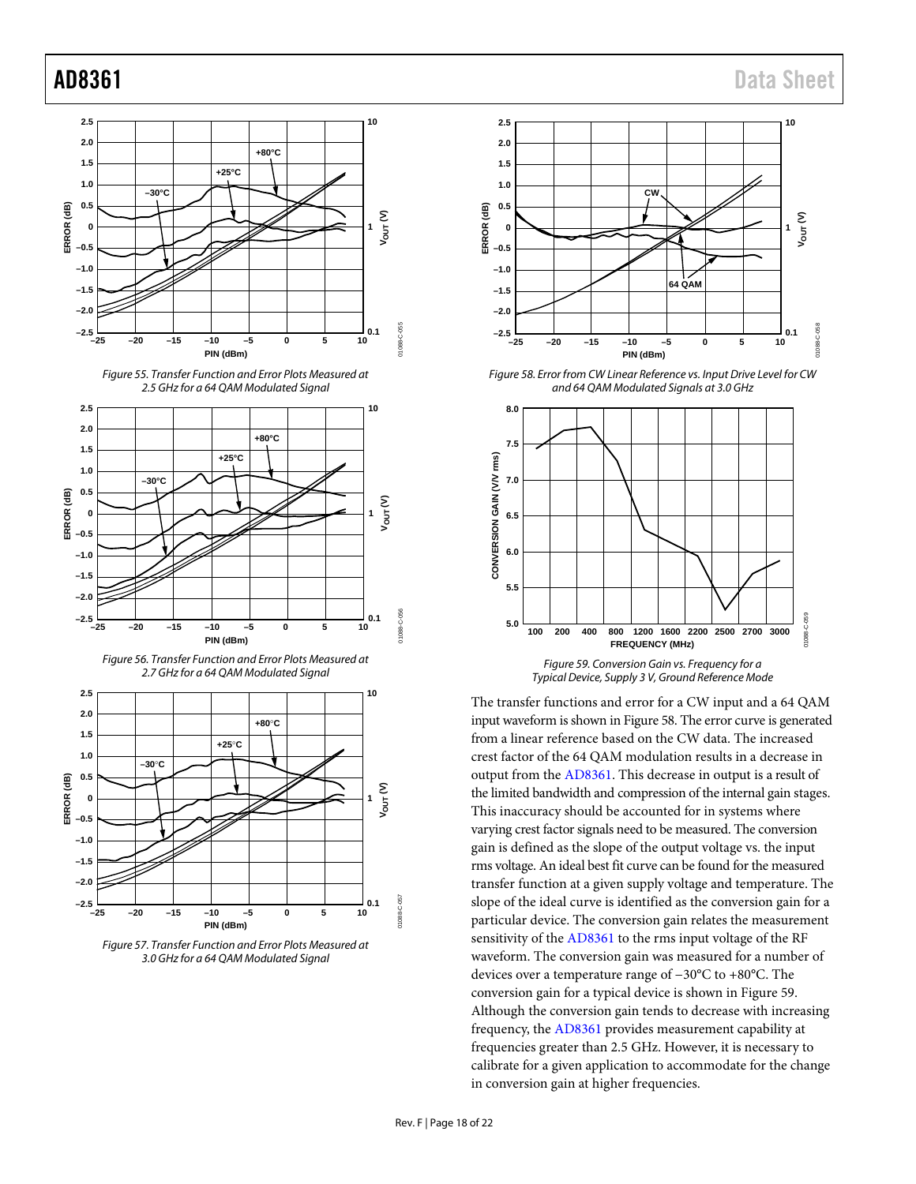Figure 55. Transfer Function and Error Plots Measured at 2.5 GHz for a 64 QAM Modulated Signal

Figure 56. Transfer Function and Error Plots Measured at 2.7 GHz for a 64 QAM Modulated Signal

Figure 57. Transfer Function and Error Plots Measured at 3.0 GHz for a 64 QAM Modulated Signal

Figure 58. Error from CW Linear Reference vs. Input Drive Level for CW and 64 QAM Modulated Signals at 3.0 GHz

Figure 59. Conversion Gain vs. Frequency for a Typical Device, Supply 3 V, Ground Reference Mode

The transfer functions and error for a CW input and a 64 QAM input waveform is shown in Figure 58. The error curve is generated from a linear reference based on the CW data. The increased crest factor of the 64 QAM modulation results in a decrease in output from the AD8361. This decrease in output is a result of the limited bandwidth and compression of the internal gain stages. This inaccuracy should be accounted for in systems where varying crest factor signals need to be measured. The conversion gain is defined as the slope of the output voltage vs. the input rms voltage. An ideal best fit curve can be found for the measured transfer function at a given supply voltage and temperature. The slope of the ideal curve is identified as the conversion gain for a particular device. The conversion gain relates the measurement sensitivity of the AD8361 to the rms input voltage of the RF waveform. The conversion gain was measured for a number of devices over a temperature range of −30°C to +80°C. The conversion gain for a typical device is shown in Figure 59. Although the conversion gain tends to decrease with increasing frequency, the AD8361 provides measurement capability at frequencies greater than 2.5 GHz. However, it is necessary to calibrate for a given application to accommodate for the change in conversion gain at higher frequencies.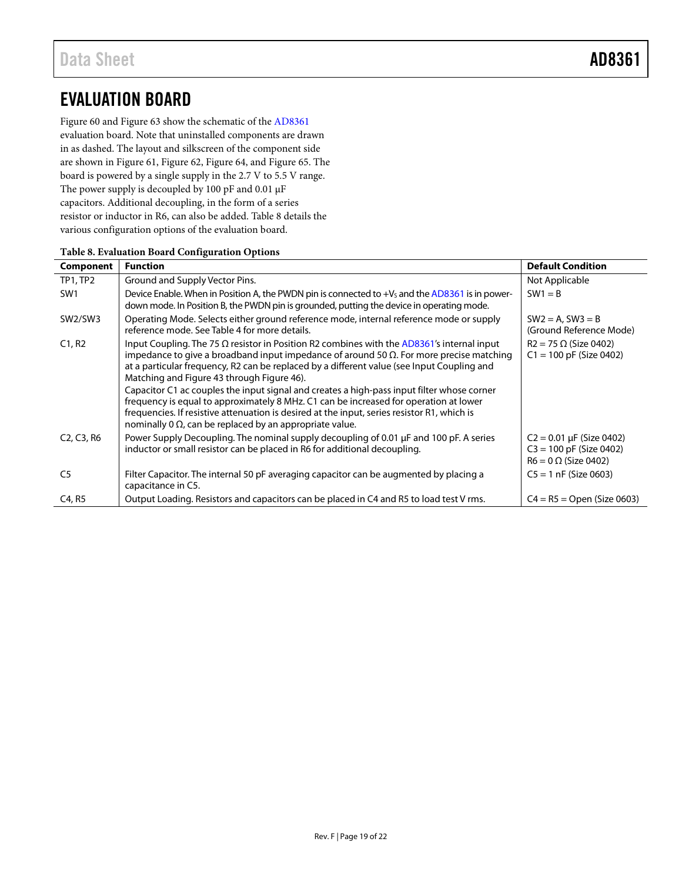## EVALUATION BOARD

Figure 60 and Figure 63 show the schematic of the AD8361 evaluation board. Note that uninstalled components are drawn in as dashed. The layout and silkscreen of the component side are shown in Figure 61, Figure 62, Figure 64, and Figure 65. The board is powered by a single supply in the 2.7 V to 5.5 V range. The power supply is decoupled by 100 pF and 0.01 μF capacitors. Additional decoupling, in the form of a series resistor or inductor in R6, can also be added. Table 8 details the various configuration options of the evaluation board.

**Table 8. Evaluation Board Configuration Options**

| Component | Function | Default Condition |
|---|---|---|
| TP1, TP2 | Ground and Supply Vector Pins. | Not Applicable |
| SW1 | Device Enable. When in Position A, the PWDN pin is connected to $+V_S$ and the AD8361 is in power-down mode. In Position B, the PWDN pin is grounded, putting the device in operating mode. | SW1 = B |
| SW2/SW3 | Operating Mode. Selects either ground reference mode, internal reference mode or supply reference mode. See Table 4 for more details. | SW2 = A, SW3 = B (Ground Reference Mode) |
| C1, R2 | Input Coupling. The 75 Ω resistor in Position R2 combines with the AD8361's internal input impedance to give a broadband input impedance of around 50 Ω. For more precise matching at a particular frequency, R2 can be replaced by a different value (see Input Coupling and Matching and Figure 43 through Figure 46). Capacitor C1 ac couples the input signal and creates a high-pass input filter whose corner frequency is equal to approximately 8 MHz. C1 can be increased for operation at lower frequencies. If resistive attenuation is desired at the input, series resistor R1, which is nominally 0 Ω, can be replaced by an appropriate value. | R2 = 75 Ω (Size 0402) C1 = 100 pF (Size 0402) |
| C2, C3, R6 | Power Supply Decoupling. The nominal supply decoupling of 0.01 μF and 100 pF. A series inductor or small resistor can be placed in R6 for additional decoupling. | C2 = 0.01 μF (Size 0402) C3 = 100 pF (Size 0402) R6 = 0 Ω (Size 0402) |
| C5 | Filter Capacitor. The internal 50 pF averaging capacitor can be augmented by placing a capacitance in C5. | C5 = 1 nF (Size 0603) |
| C4, R5 | Output Loading. Resistors and capacitors can be placed in C4 and R5 to load test V rms. | C4 = R5 = Open (Size 0603) |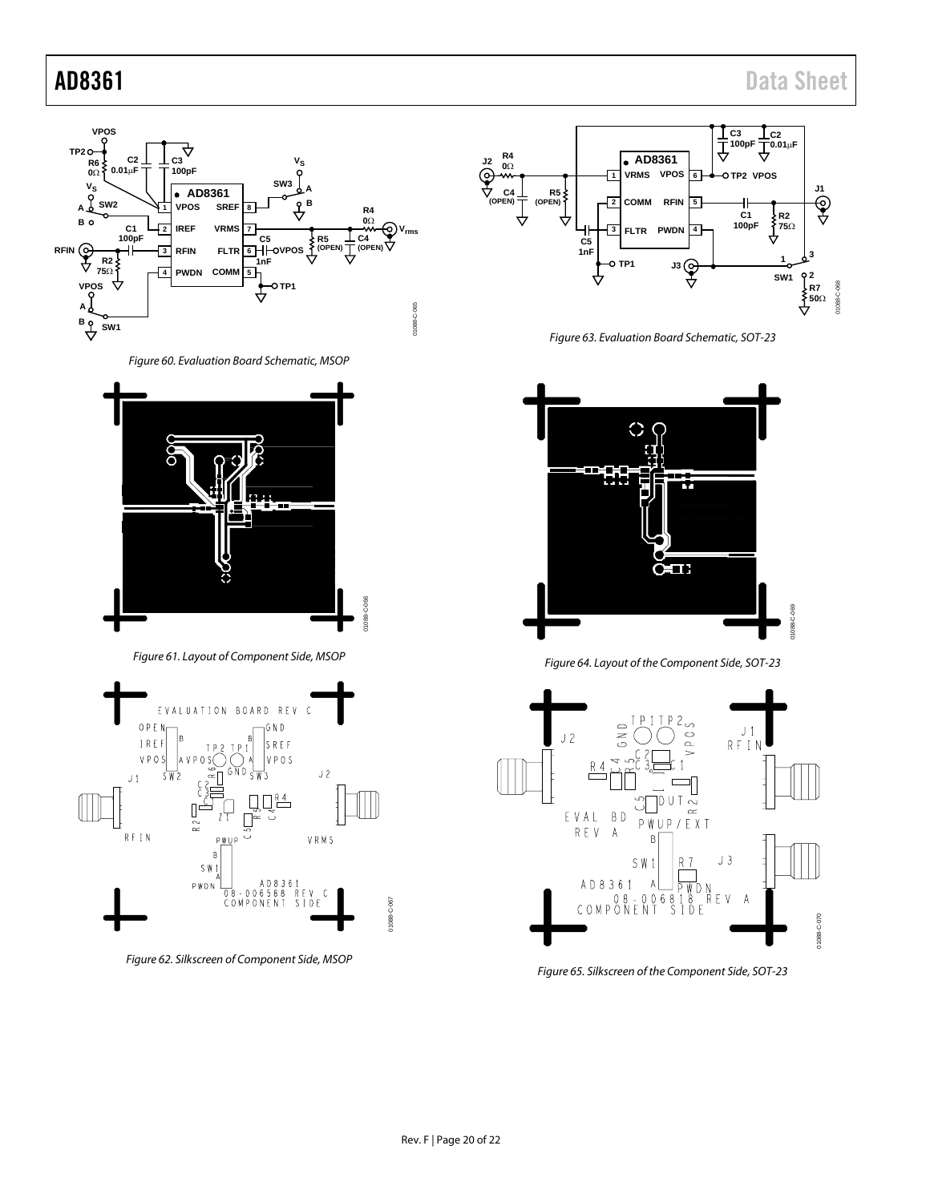Figure 60. Evaluation Board Schematic, MSOP

Figure 61. Layout of Component Side, MSOP

Figure 62. Silkscreen of Component Side, MSOP

Figure 63. Evaluation Board Schematic, SOT-23

Figure 64. Layout of the Component Side, SOT-23

Figure 65. Silkscreen of the Component Side, SOT-23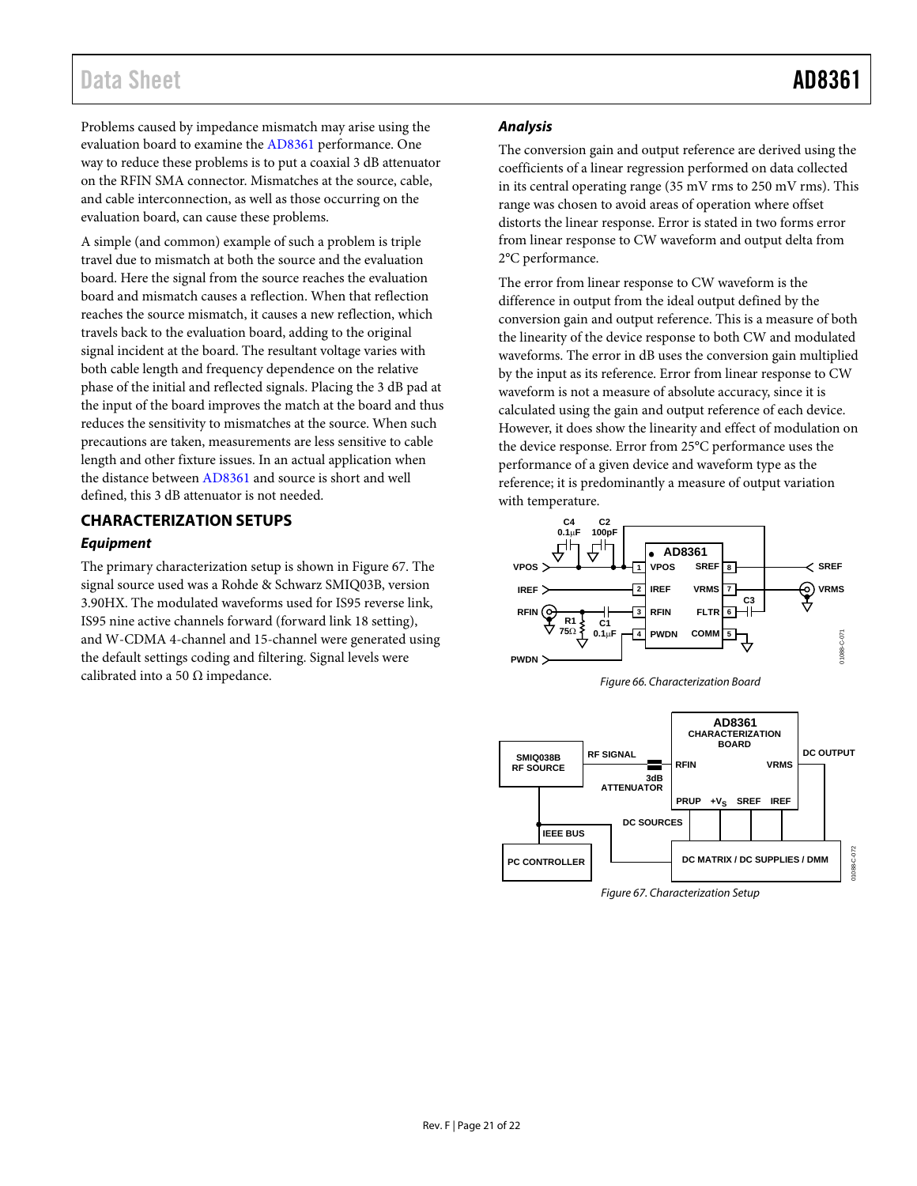Problems caused by impedance mismatch may arise using the evaluation board to examine the AD8361 performance. One way to reduce these problems is to put a coaxial 3 dB attenuator on the RFIN SMA connector. Mismatches at the source, cable, and cable interconnection, as well as those occurring on the evaluation board, can cause these problems.

A simple (and common) example of such a problem is triple travel due to mismatch at both the source and the evaluation board. Here the signal from the source reaches the evaluation board and mismatch causes a reflection. When that reflection reaches the source mismatch, it causes a new reflection, which travels back to the evaluation board, adding to the original signal incident at the board. The resultant voltage varies with both cable length and frequency dependence on the relative phase of the initial and reflected signals. Placing the 3 dB pad at the input of the board improves the match at the board and thus reduces the sensitivity to mismatches at the source. When such precautions are taken, measurements are less sensitive to cable length and other fixture issues. In an actual application when the distance between AD8361 and source is short and well defined, this 3 dB attenuator is not needed.

## CHARACTERIZATION SETUPS

### *Equipment*

The primary characterization setup is shown in Figure 67. The signal source used was a Rohde & Schwarz SMIQ03B, version 3.90HX. The modulated waveforms used for IS95 reverse link, IS95 nine active channels forward (forward link 18 setting), and W-CDMA 4-channel and 15-channel were generated using the default settings coding and filtering. Signal levels were calibrated into a 50 Ω impedance.

### *Analysis*

The conversion gain and output reference are derived using the coefficients of a linear regression performed on data collected in its central operating range (35 mV rms to 250 mV rms). This range was chosen to avoid areas of operation where offset distorts the linear response. Error is stated in two forms error from linear response to CW waveform and output delta from 2°C performance.

The error from linear response to CW waveform is the difference in output from the ideal output defined by the conversion gain and output reference. This is a measure of both the linearity of the device response to both CW and modulated waveforms. The error in dB uses the conversion gain multiplied by the input as its reference. Error from linear response to CW waveform is not a measure of absolute accuracy, since it is calculated using the gain and output reference of each device. However, it does show the linearity and effect of modulation on the device response. Error from 25°C performance uses the performance of a given device and waveform type as the reference; it is predominantly a measure of output variation with temperature.

*Figure 66. Characterization Board*

*Figure 67. Characterization Setup*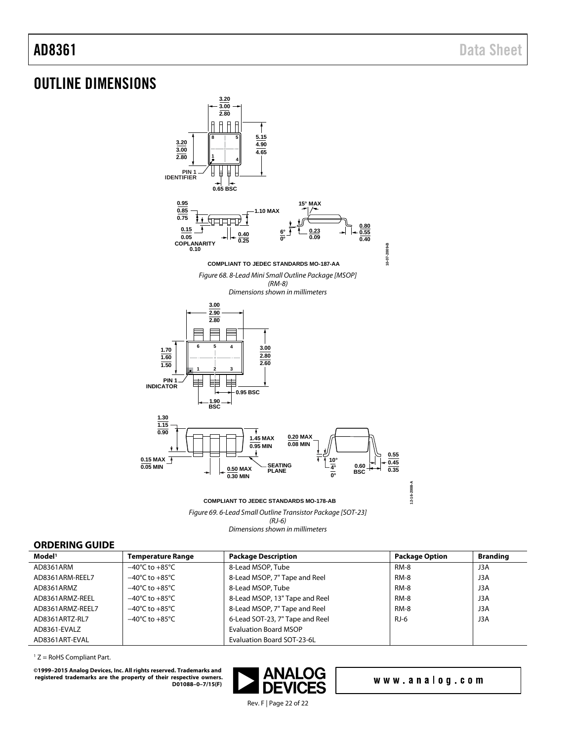# OUTLINE DIMENSIONS

3.20
3.00
2.80

3.20
3.00
2.80

8
5
1
4

5.15
4.90
4.65

PIN 1
IDENTIFIER

0.65 BSC

0.95
0.85
0.75

1.10 MAX

15° MAX

0.15
0.05

COPLANARITY
0.10

0.40
0.25

6°
0°

0.23
0.09

0.80
0.55
0.40

10-07-2009-B

COMPLIANT TO JEDEC STANDARDS MO-187-AA

*Figure 68. 8-Lead Mini Small Outline Package [MSOP]*
*(RM-8)*
*Dimensions shown in millimeters*

3.00
2.90
2.80

6
5
4

1.70
1.60
1.50

1
2
3

3.00
2.80
2.60

PIN 1
INDICATOR

0.95 BSC

1.90
BSC

1.30
1.15
0.90

1.45 MAX
0.95 MIN

0.20 MAX
0.08 MIN

0.15 MAX
0.05 MIN

0.50 MAX
0.30 MIN

SEATING
PLANE

10°
4°
0°

0.60
BSC

0.55
0.45
0.35

12-16-2008-A

COMPLIANT TO JEDEC STANDARDS MO-178-AB

*Figure 69. 6-Lead Small Outline Transistor Package [SOT-23]*
*(RJ-6)*
*Dimensions shown in millimeters*

## ORDERING GUIDE

| Model[1] | Temperature Range | Package Description | Package Option | Branding |
|---|---|---|---|---|
| AD8361ARM | −40°C to +85°C | 8-Lead MSOP, Tube | RM-8 | J3A |
| AD8361ARM-REEL7 | −40°C to +85°C | 8-Lead MSOP, 7" Tape and Reel | RM-8 | J3A |
| AD8361ARMZ | −40°C to +85°C | 8-Lead MSOP, Tube | RM-8 | J3A |
| AD8361ARMZ-REEL | −40°C to +85°C | 8-Lead MSOP, 13" Tape and Reel | RM-8 | J3A |
| AD8361ARMZ-REEL7 | −40°C to +85°C | 8-Lead MSOP, 7" Tape and Reel | RM-8 | J3A |
| AD8361ARTZ-RL7 | −40°C to +85°C | 6-Lead SOT-23, 7" Tape and Reel | RJ-6 | J3A |
| AD8361-EVALZ | | Evaluation Board MSOP | | |
| AD8361ART-EVAL | | Evaluation Board SOT-23-6L | | |

[1] Z = RoHS Compliant Part.

**©1999–2015 Analog Devices, Inc. All rights reserved. Trademarks and registered trademarks are the property of their respective owners. D01088–0–7/15(F)**